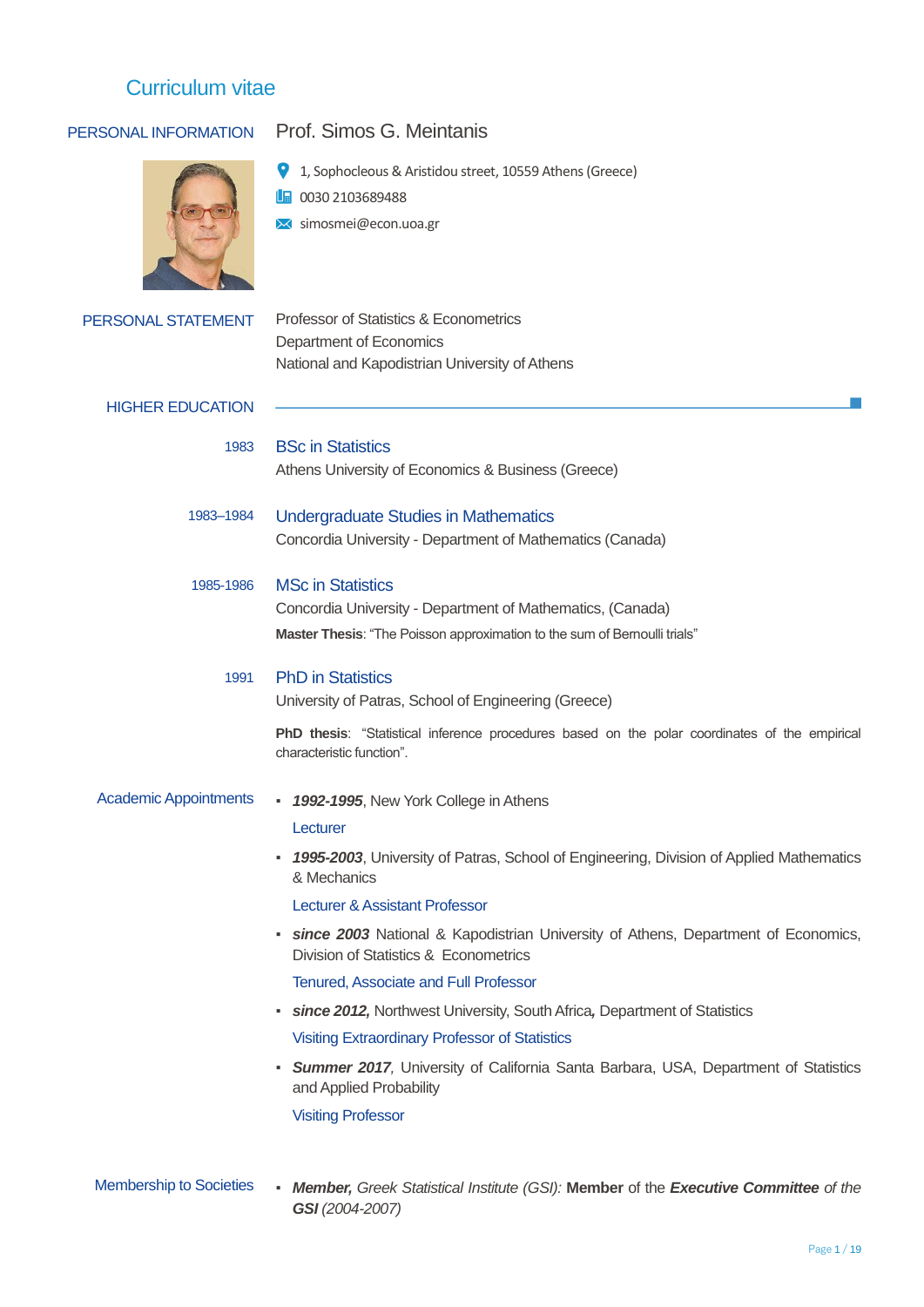# Curriculum vitae

## PERSONAL INFORMATION

**Prof. Simos G. Meintanis**

1, Sophocleous & Aristidou street, 10559 Athens (Greece)

0030 2103689488

simosmei@econ.uoa.gr

## PERSONAL STATEMENT

Professor of Statistics & Econometrics
Department of Economics
National and Kapodistrian University of Athens

## HIGHER EDUCATION

**1983** — BSc in Statistics
Athens University of Economics & Business (Greece)

**1983–1984** — Undergraduate Studies in Mathematics
Concordia University - Department of Mathematics (Canada)

**1985-1986** — MSc in Statistics
Concordia University - Department of Mathematics, (Canada)
**Master Thesis**: "The Poisson approximation to the sum of Bernoulli trials"

**1991** — PhD in Statistics
University of Patras, School of Engineering (Greece)

**PhD thesis**: "Statistical inference procedures based on the polar coordinates of the empirical characteristic function".

## Academic Appointments

- ***1992-1995***, New York College in Athens
  Lecturer
- ***1995-2003***, University of Patras, School of Engineering, Division of Applied Mathematics & Mechanics
  Lecturer & Assistant Professor
- ***since 2003*** National & Kapodistrian University of Athens, Department of Economics, Division of Statistics & Econometrics
  Tenured, Associate and Full Professor
- ***since 2012,*** Northwest University, South Africa**,** Department of Statistics
  Visiting Extraordinary Professor of Statistics
- ***Summer 2017***, University of California Santa Barbara, USA, Department of Statistics and Applied Probability
  Visiting Professor

## Membership to Societies

- ***Member,*** *Greek Statistical Institute (GSI):* **Member** of the ***Executive Committee*** *of the* ***GSI*** *(2004-2007)*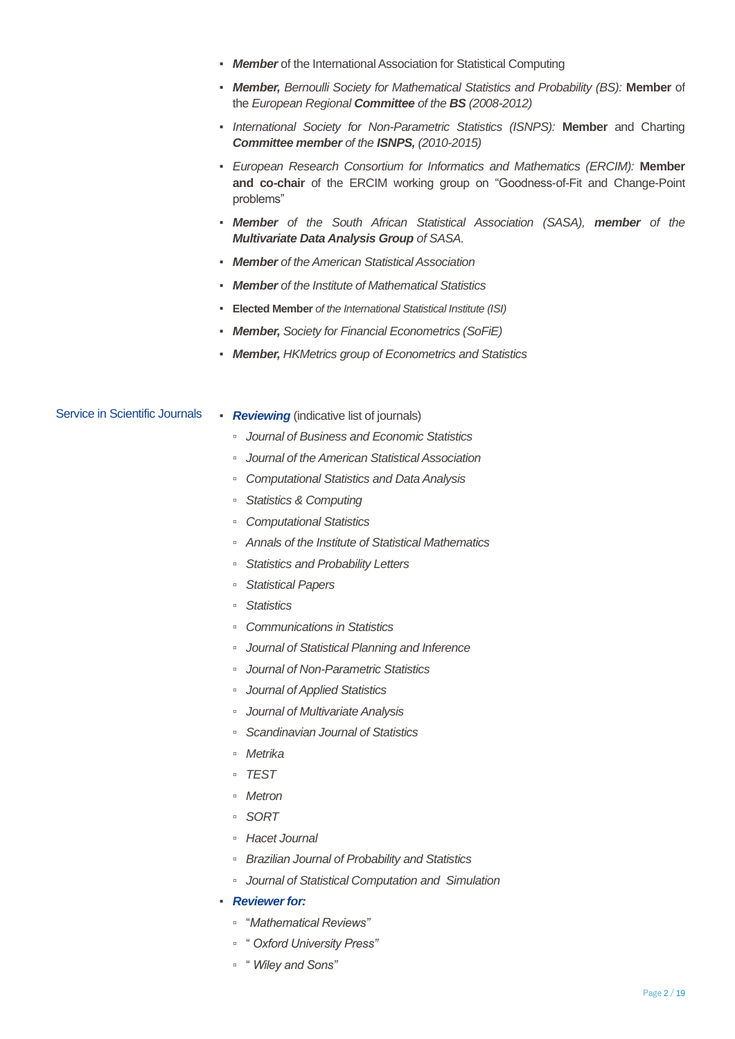- ***Member*** of the International Association for Statistical Computing
- ***Member,*** *Bernoulli Society for Mathematical Statistics and Probability (BS):* **Member** of the *European Regional **Committee** of the **BS** (2008-2012)*
- *International Society for Non-Parametric Statistics (ISNPS):* **Member** and Charting ***Committee member*** *of the **ISNPS,** (2010-2015)*
- *European Research Consortium for Informatics and Mathematics (ERCIM):* **Member and co-chair** of the ERCIM working group on "Goodness-of-Fit and Change-Point problems"
- ***Member*** *of the South African Statistical Association (SASA),* ***member*** *of the* ***Multivariate Data Analysis Group*** *of SASA.*
- ***Member*** *of the American Statistical Association*
- ***Member*** *of the Institute of Mathematical Statistics*
- **Elected Member** *of the International Statistical Institute (ISI)*
- ***Member,*** *Society for Financial Econometrics (SoFiE)*
- ***Member,*** *HKMetrics group of Econometrics and Statistics*

## Service in Scientific Journals

- ***Reviewing*** (indicative list of journals)
  - *Journal of Business and Economic Statistics*
  - *Journal of the American Statistical Association*
  - *Computational Statistics and Data Analysis*
  - *Statistics & Computing*
  - *Computational Statistics*
  - *Annals of the Institute of Statistical Mathematics*
  - *Statistics and Probability Letters*
  - *Statistical Papers*
  - *Statistics*
  - *Communications in Statistics*
  - *Journal of Statistical Planning and Inference*
  - *Journal of Non-Parametric Statistics*
  - *Journal of Applied Statistics*
  - *Journal of Multivariate Analysis*
  - *Scandinavian Journal of Statistics*
  - *Metrika*
  - *TEST*
  - *Metron*
  - *SORT*
  - *Hacet Journal*
  - *Brazilian Journal of Probability and Statistics*
  - *Journal of Statistical Computation and Simulation*
- ***Reviewer for:***
  - "*Mathematical Reviews*"
  - " *Oxford University Press*"
  - " *Wiley and Sons*"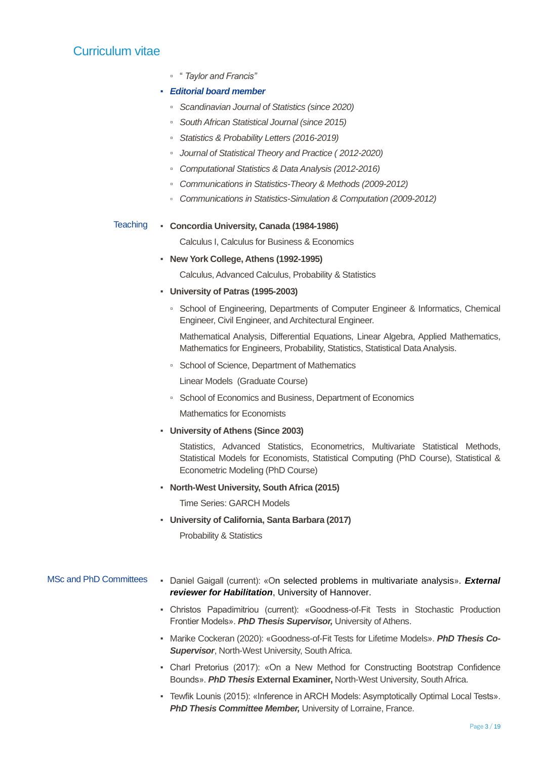# Curriculum vitae

- *" Taylor and Francis"*

- ***Editorial board member***
  - *Scandinavian Journal of Statistics (since 2020)*
  - *South African Statistical Journal (since 2015)*
  - *Statistics & Probability Letters (2016-2019)*
  - *Journal of Statistical Theory and Practice ( 2012-2020)*
  - *Computational Statistics & Data Analysis (2012-2016)*
  - *Communications in Statistics-Theory & Methods (2009-2012)*
  - *Communications in Statistics-Simulation & Computation (2009-2012)*

## Teaching

- **Concordia University, Canada (1984-1986)**

  Calculus I, Calculus for Business & Economics

- **New York College, Athens (1992-1995)**

  Calculus, Advanced Calculus, Probability & Statistics

- **University of Patras (1995-2003)**
  - School of Engineering, Departments of Computer Engineer & Informatics, Chemical Engineer, Civil Engineer, and Architectural Engineer.

    Mathematical Analysis, Differential Equations, Linear Algebra, Applied Mathematics, Mathematics for Engineers, Probability, Statistics, Statistical Data Analysis.
  - School of Science, Department of Mathematics

    Linear Models (Graduate Course)
  - School of Economics and Business, Department of Economics

    Mathematics for Economists

- **University of Athens (Since 2003)**

  Statistics, Advanced Statistics, Econometrics, Multivariate Statistical Methods, Statistical Models for Economists, Statistical Computing (PhD Course), Statistical & Econometric Modeling (PhD Course)

- **North-West University, South Africa (2015)**

  Time Series: GARCH Models

- **University of California, Santa Barbara (2017)**

  Probability & Statistics

## MSc and PhD Committees

- Daniel Gaigall (current): «On selected problems in multivariate analysis». ***External reviewer for Habilitation***, University of Hannover.
- Christos Papadimitriou (current): «Goodness-of-Fit Tests in Stochastic Production Frontier Models». ***PhD Thesis Supervisor,*** University of Athens.
- Marike Cockeran (2020): «Goodness-of-Fit Tests for Lifetime Models». ***PhD Thesis Co-Supervisor***, North-West University, South Africa.
- Charl Pretorius (2017): «On a New Method for Constructing Bootstrap Confidence Bounds». ***PhD Thesis* External Examiner,** North-West University, South Africa.
- Tewfik Lounis (2015): «Inference in ARCH Models: Asymptotically Optimal Local Tests». ***PhD Thesis Committee Member,*** University of Lorraine, France.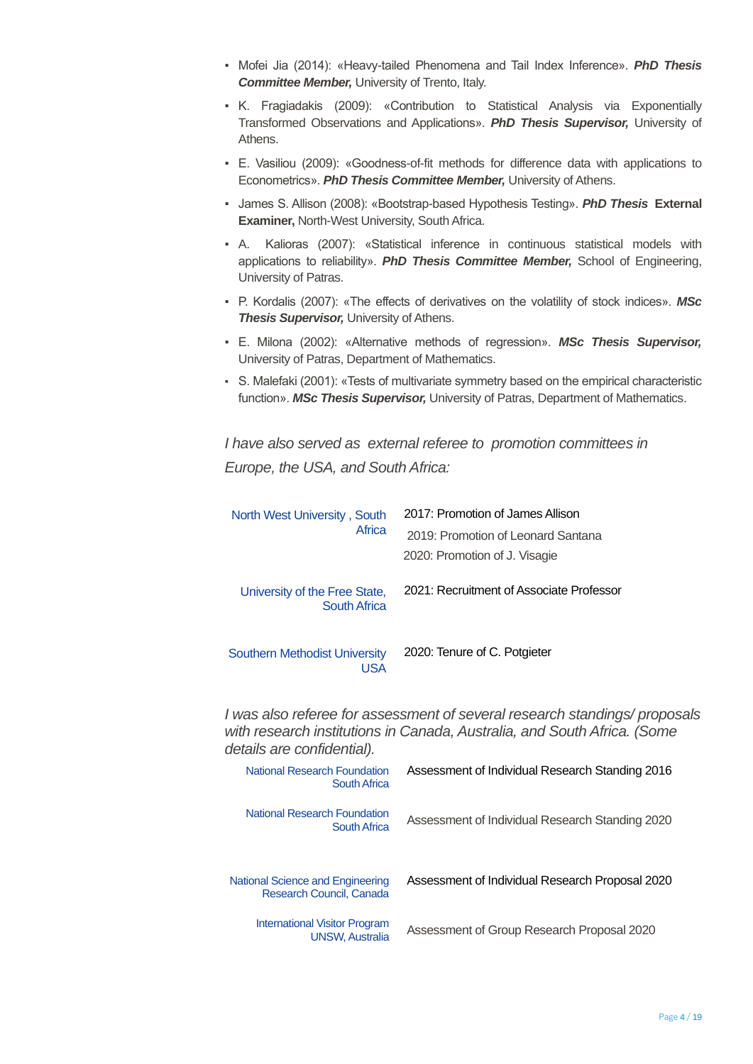- Mofei Jia (2014): «Heavy-tailed Phenomena and Tail Index Inference». ***PhD Thesis Committee Member,*** University of Trento, Italy.
- K. Fragiadakis (2009): «Contribution to Statistical Analysis via Exponentially Transformed Observations and Applications». ***PhD Thesis Supervisor,*** University of Athens.
- E. Vasiliou (2009): «Goodness-of-fit methods for difference data with applications to Econometrics». ***PhD Thesis Committee Member,*** University of Athens.
- James S. Allison (2008): «Bootstrap-based Hypothesis Testing». ***PhD Thesis* External Examiner,** North-West University, South Africa.
- A. Kalioras (2007): «Statistical inference in continuous statistical models with applications to reliability». ***PhD Thesis Committee Member,*** School of Engineering, University of Patras.
- P. Kordalis (2007): «The effects of derivatives on the volatility of stock indices». ***MSc Thesis Supervisor,*** University of Athens.
- E. Milona (2002): «Alternative methods of regression». ***MSc Thesis Supervisor,*** University of Patras, Department of Mathematics.
- S. Malefaki (2001): «Tests of multivariate symmetry based on the empirical characteristic function». ***MSc Thesis Supervisor,*** University of Patras, Department of Mathematics.

*I have also served as external referee to promotion committees in Europe, the USA, and South Africa:*

| | |
|---|---|
| North West University , South Africa | 2017: Promotion of James Allison<br>2019: Promotion of Leonard Santana<br>2020: Promotion of J. Visagie |
| University of the Free State, South Africa | 2021: Recruitment of Associate Professor |
| Southern Methodist University USA | 2020: Tenure of C. Potgieter |

*I was also referee for assessment of several research standings/ proposals with research institutions in Canada, Australia, and South Africa. (Some details are confidential).*

| | |
|---|---|
| National Research Foundation South Africa | Assessment of Individual Research Standing 2016 |
| National Research Foundation South Africa | Assessment of Individual Research Standing 2020 |
| National Science and Engineering Research Council, Canada | Assessment of Individual Research Proposal 2020 |
| International Visitor Program UNSW, Australia | Assessment of Group Research Proposal 2020 |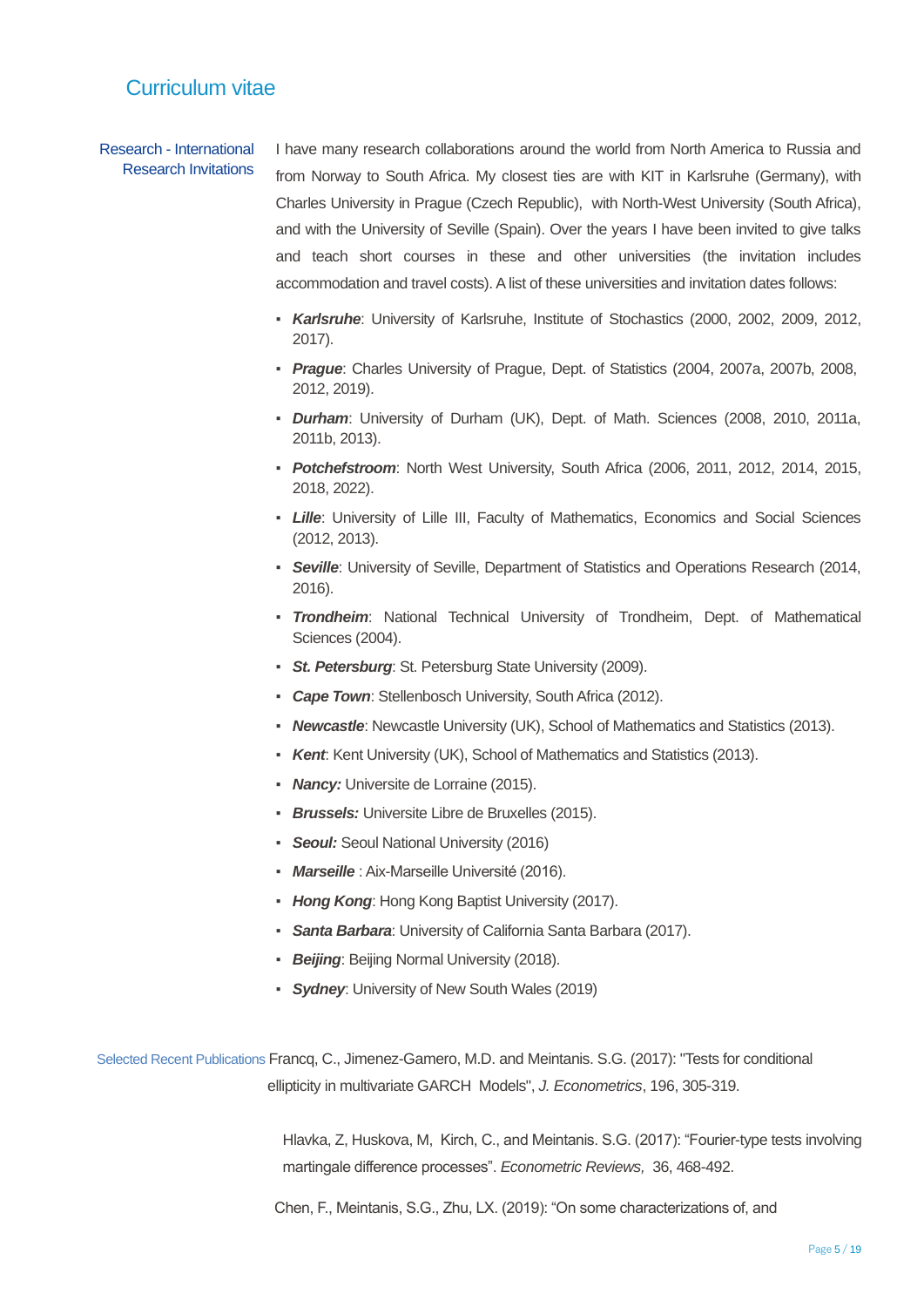## Curriculum vitae

**Research - International Research Invitations**

I have many research collaborations around the world from North America to Russia and from Norway to South Africa. My closest ties are with KIT in Karlsruhe (Germany), with Charles University in Prague (Czech Republic), with North-West University (South Africa), and with the University of Seville (Spain). Over the years I have been invited to give talks and teach short courses in these and other universities (the invitation includes accommodation and travel costs). A list of these universities and invitation dates follows:

- ***Karlsruhe***: University of Karlsruhe, Institute of Stochastics (2000, 2002, 2009, 2012, 2017).
- ***Prague***: Charles University of Prague, Dept. of Statistics (2004, 2007a, 2007b, 2008, 2012, 2019).
- ***Durham***: University of Durham (UK), Dept. of Math. Sciences (2008, 2010, 2011a, 2011b, 2013).
- ***Potchefstroom***: North West University, South Africa (2006, 2011, 2012, 2014, 2015, 2018, 2022).
- ***Lille***: University of Lille III, Faculty of Mathematics, Economics and Social Sciences (2012, 2013).
- ***Seville***: University of Seville, Department of Statistics and Operations Research (2014, 2016).
- ***Trondheim***: National Technical University of Trondheim, Dept. of Mathematical Sciences (2004).
- ***St. Petersburg***: St. Petersburg State University (2009).
- ***Cape Town***: Stellenbosch University, South Africa (2012).
- ***Newcastle***: Newcastle University (UK), School of Mathematics and Statistics (2013).
- ***Kent***: Kent University (UK), School of Mathematics and Statistics (2013).
- ***Nancy:*** Universite de Lorraine (2015).
- ***Brussels:*** Universite Libre de Bruxelles (2015).
- ***Seoul:*** Seoul National University (2016)
- ***Marseille*** : Aix-Marseille Université (2016).
- ***Hong Kong***: Hong Kong Baptist University (2017).
- ***Santa Barbara***: University of California Santa Barbara (2017).
- ***Beijing***: Beijing Normal University (2018).
- ***Sydney***: University of New South Wales (2019)

**Selected Recent Publications**

Francq, C., Jimenez-Gamero, M.D. and Meintanis. S.G. (2017): "Tests for conditional ellipticity in multivariate GARCH Models", *J. Econometrics*, 196, 305-319.

Hlavka, Z, Huskova, M, Kirch, C., and Meintanis. S.G. (2017): "Fourier-type tests involving martingale difference processes". *Econometric Reviews,* 36, 468-492.

Chen, F., Meintanis, S.G., Zhu, LX. (2019): "On some characterizations of, and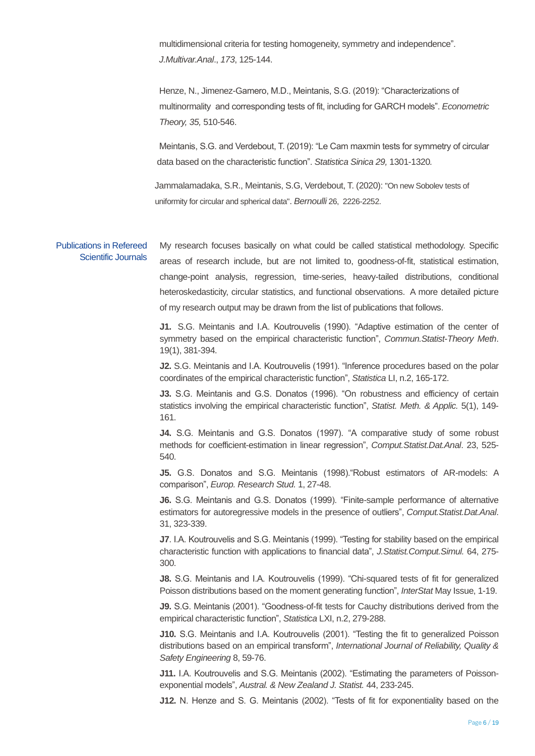multidimensional criteria for testing homogeneity, symmetry and independence". *J.Multivar.Anal.*, *173*, 125-144.

Henze, N., Jimenez-Gamero, M.D., Meintanis, S.G. (2019): "Characterizations of multinormality and corresponding tests of fit, including for GARCH models". *Econometric Theory, 35,* 510-546.

Meintanis, S.G. and Verdebout, T. (2019): "Le Cam maxmin tests for symmetry of circular data based on the characteristic function". *Statistica Sinica 29,* 1301-1320.

Jammalamadaka, S.R., Meintanis, S.G, Verdebout, T. (2020): "On new Sobolev tests of uniformity for circular and spherical data". *Bernoulli* 26, 2226-2252.

## Publications in Refereed Scientific Journals

My research focuses basically on what could be called statistical methodology. Specific areas of research include, but are not limited to, goodness-of-fit, statistical estimation, change-point analysis, regression, time-series, heavy-tailed distributions, conditional heteroskedasticity, circular statistics, and functional observations. A more detailed picture of my research output may be drawn from the list of publications that follows.

**J1.** S.G. Meintanis and I.A. Koutrouvelis (1990). "Adaptive estimation of the center of symmetry based on the empirical characteristic function", *Commun.Statist-Theory Meth*. 19(1), 381-394.

**J2.** S.G. Meintanis and I.A. Koutrouvelis (1991). "Inference procedures based on the polar coordinates of the empirical characteristic function", *Statistica* LI, n.2, 165-172.

**J3.** S.G. Meintanis and G.S. Donatos (1996). "On robustness and efficiency of certain statistics involving the empirical characteristic function", *Statist. Meth. & Applic.* 5(1), 149-161.

**J4.** S.G. Meintanis and G.S. Donatos (1997). "A comparative study of some robust methods for coefficient-estimation in linear regression", *Comput.Statist.Dat.Anal*. 23, 525-540.

**J5.** G.S. Donatos and S.G. Meintanis (1998)."Robust estimators of AR-models: A comparison", *Europ. Research Stud.* 1, 27-48.

**J6.** S.G. Meintanis and G.S. Donatos (1999). "Finite-sample performance of alternative estimators for autoregressive models in the presence of outliers", *Comput.Statist.Dat.Anal*. 31, 323-339.

**J7**. I.A. Koutrouvelis and S.G. Meintanis (1999). "Testing for stability based on the empirical characteristic function with applications to financial data", *J.Statist.Comput.Simul.* 64, 275-300.

**J8.** S.G. Meintanis and I.A. Koutrouvelis (1999). "Chi-squared tests of fit for generalized Poisson distributions based on the moment generating function", *InterStat* May Issue, 1-19.

**J9.** S.G. Meintanis (2001). "Goodness-of-fit tests for Cauchy distributions derived from the empirical characteristic function", *Statistica* LXI, n.2, 279-288.

**J10.** S.G. Meintanis and I.A. Koutrouvelis (2001). "Testing the fit to generalized Poisson distributions based on an empirical transform", *International Journal of Reliability, Quality & Safety Engineering* 8, 59-76.

**J11.** I.A. Koutrouvelis and S.G. Meintanis (2002). "Estimating the parameters of Poisson-exponential models", *Austral. & New Zealand J. Statist.* 44, 233-245.

**J12.** N. Henze and S. G. Meintanis (2002). "Tests of fit for exponentiality based on the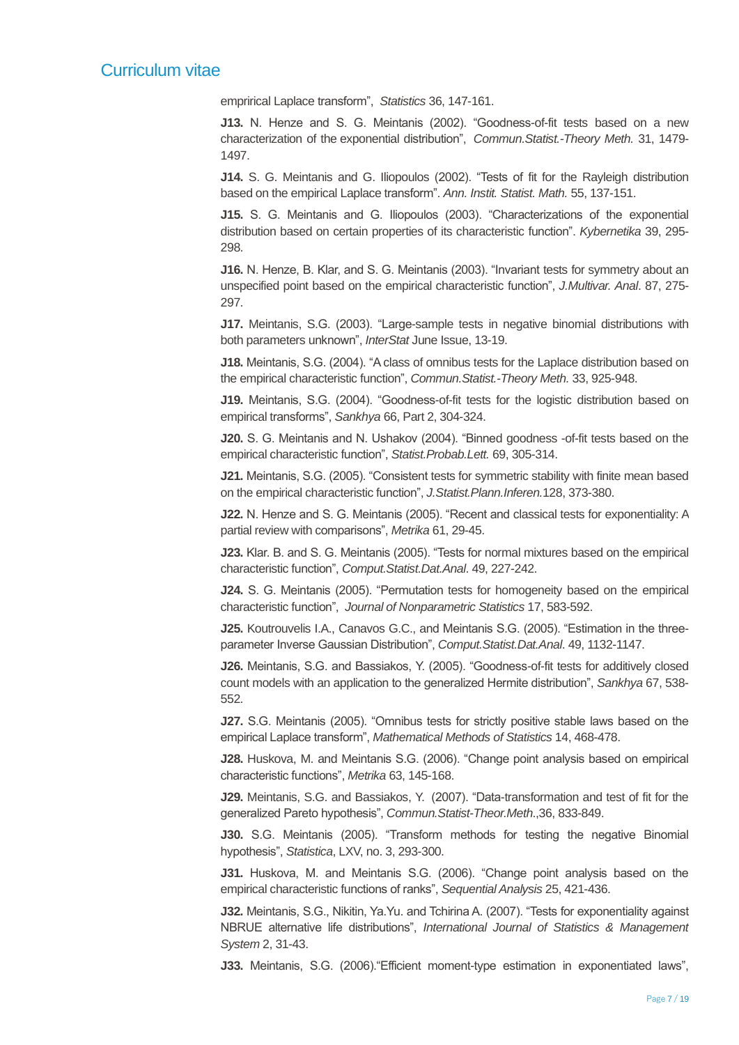emprirical Laplace transform", *Statistics* 36, 147-161.

**J13.** N. Henze and S. G. Meintanis (2002). "Goodness-of-fit tests based on a new characterization of the exponential distribution", *Commun.Statist.-Theory Meth.* 31, 1479-1497.

**J14.** S. G. Meintanis and G. Iliopoulos (2002). "Tests of fit for the Rayleigh distribution based on the empirical Laplace transform". *Ann. Instit. Statist. Math.* 55, 137-151.

**J15.** S. G. Meintanis and G. Iliopoulos (2003). "Characterizations of the exponential distribution based on certain properties of its characteristic function". *Kybernetika* 39, 295-298.

**J16.** N. Henze, B. Klar, and S. G. Meintanis (2003). "Invariant tests for symmetry about an unspecified point based on the empirical characteristic function", *J.Multivar. Anal*. 87, 275-297.

**J17.** Meintanis, S.G. (2003). "Large-sample tests in negative binomial distributions with both parameters unknown", *InterStat* June Issue, 13-19.

**J18.** Meintanis, S.G. (2004). "A class of omnibus tests for the Laplace distribution based on the empirical characteristic function", *Commun.Statist.-Theory Meth.* 33, 925-948.

**J19.** Meintanis, S.G. (2004). "Goodness-of-fit tests for the logistic distribution based on empirical transforms", *Sankhya* 66, Part 2, 304-324.

**J20.** S. G. Meintanis and N. Ushakov (2004). "Binned goodness -of-fit tests based on the empirical characteristic function", *Statist.Probab.Lett.* 69, 305-314.

**J21.** Meintanis, S.G. (2005). "Consistent tests for symmetric stability with finite mean based on the empirical characteristic function", *J.Statist.Plann.Inferen.*128, 373-380.

**J22.** N. Henze and S. G. Meintanis (2005). "Recent and classical tests for exponentiality: A partial review with comparisons", *Metrika* 61, 29-45.

**J23.** Klar. B. and S. G. Meintanis (2005). "Tests for normal mixtures based on the empirical characteristic function", *Comput.Statist.Dat.Anal*. 49, 227-242.

**J24.** S. G. Meintanis (2005). "Permutation tests for homogeneity based on the empirical characteristic function", *Journal of Nonparametric Statistics* 17, 583-592.

**J25.** Koutrouvelis I.A., Canavos G.C., and Meintanis S.G. (2005). "Estimation in the three-parameter Inverse Gaussian Distribution", *Comput.Statist.Dat.Anal*. 49, 1132-1147.

**J26.** Meintanis, S.G. and Bassiakos, Y. (2005). "Goodness-of-fit tests for additively closed count models with an application to the generalized Hermite distribution", *Sankhya* 67, 538-552.

**J27.** S.G. Meintanis (2005). "Omnibus tests for strictly positive stable laws based on the empirical Laplace transform", *Mathematical Methods of Statistics* 14, 468-478.

**J28.** Huskova, M. and Meintanis S.G. (2006). "Change point analysis based on empirical characteristic functions", *Metrika* 63, 145-168.

**J29.** Meintanis, S.G. and Bassiakos, Y. (2007). "Data-transformation and test of fit for the generalized Pareto hypothesis", *Commun.Statist-Theor.Meth*.,36, 833-849.

**J30.** S.G. Meintanis (2005). "Transform methods for testing the negative Binomial hypothesis", *Statistica*, LXV, no. 3, 293-300.

**J31.** Huskova, M. and Meintanis S.G. (2006). "Change point analysis based on the empirical characteristic functions of ranks", *Sequential Analysis* 25, 421-436.

**J32.** Meintanis, S.G., Nikitin, Ya.Yu. and Tchirina A. (2007). "Tests for exponentiality against NBRUE alternative life distributions", *International Journal of Statistics & Management System* 2, 31-43.

**J33.** Meintanis, S.G. (2006)."Efficient moment-type estimation in exponentiated laws",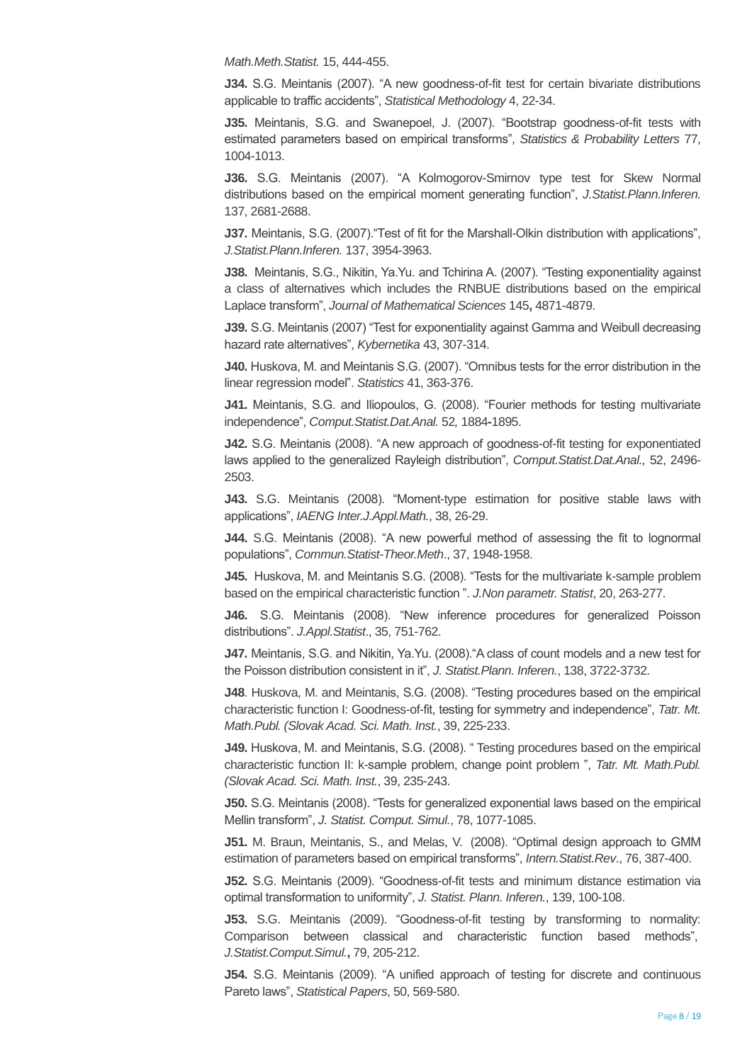*Math.Meth.Statist.* 15, 444-455.

**J34.** S.G. Meintanis (2007). "A new goodness-of-fit test for certain bivariate distributions applicable to traffic accidents", *Statistical Methodology* 4, 22-34.

**J35.** Meintanis, S.G. and Swanepoel, J. (2007). "Bootstrap goodness-of-fit tests with estimated parameters based on empirical transforms", *Statistics & Probability Letters* 77, 1004-1013.

**J36.** S.G. Meintanis (2007). "A Kolmogorov-Smirnov type test for Skew Normal distributions based on the empirical moment generating function", *J.Statist.Plann.Inferen.* 137, 2681-2688.

**J37.** Meintanis, S.G. (2007)."Test of fit for the Marshall-Olkin distribution with applications", *J.Statist.Plann.Inferen.* 137, 3954-3963.

**J38.** Meintanis, S.G., Nikitin, Ya.Yu. and Tchirina A. (2007). "Testing exponentiality against a class of alternatives which includes the RNBUE distributions based on the empirical Laplace transform", *Journal of Mathematical Sciences* 145**,** 4871-4879.

**J39.** S.G. Meintanis (2007) "Test for exponentiality against Gamma and Weibull decreasing hazard rate alternatives", *Kybernetika* 43, 307-314.

**J40.** Huskova, M. and Meintanis S.G. (2007). "Omnibus tests for the error distribution in the linear regression model". *Statistics* 41, 363-376.

**J41.** Meintanis, S.G. and Iliopoulos, G. (2008). "Fourier methods for testing multivariate independence", *Comput.Statist.Dat.Anal.* 52*,* 1884**-**1895.

**J42.** S.G. Meintanis (2008). "A new approach of goodness-of-fit testing for exponentiated laws applied to the generalized Rayleigh distribution", *Comput.Statist.Dat.Anal.,* 52, 2496-2503.

**J43.** S.G. Meintanis (2008). "Moment-type estimation for positive stable laws with applications", *IAENG Inter.J.Appl.Math.*, 38, 26-29.

**J44.** S.G. Meintanis (2008). "A new powerful method of assessing the fit to lognormal populations", *Commun.Statist-Theor.Meth*., 37, 1948-1958.

**J45.** Huskova, M. and Meintanis S.G. (2008). "Tests for the multivariate k-sample problem based on the empirical characteristic function ". *J.Non parametr. Statist*, 20, 263-277.

**J46.** S.G. Meintanis (2008). "New inference procedures for generalized Poisson distributions". *J.Appl.Statist*., 35, 751-762.

**J47.** Meintanis, S.G. and Nikitin, Ya.Yu. (2008)."A class of count models and a new test for the Poisson distribution consistent in it", *J. Statist.Plann. Inferen.*, 138, 3722-3732.

**J48**. Huskova, M. and Meintanis, S.G. (2008). "Testing procedures based on the empirical characteristic function I: Goodness-of-fit, testing for symmetry and independence", *Tatr. Mt. Math.Publ. (Slovak Acad. Sci. Math. Inst.*, 39, 225-233.

**J49.** Huskova, M. and Meintanis, S.G. (2008). " Testing procedures based on the empirical characteristic function II: k-sample problem, change point problem ", *Tatr. Mt. Math.Publ. (Slovak Acad. Sci. Math. Inst.*, 39, 235-243.

**J50.** S.G. Meintanis (2008). "Tests for generalized exponential laws based on the empirical Mellin transform", *J. Statist. Comput. Simul.*, 78, 1077-1085.

**J51.** M. Braun, Meintanis, S., and Melas, V. (2008). "Optimal design approach to GMM estimation of parameters based on empirical transforms", *Intern.Statist.Rev*., 76, 387-400.

**J52.** S.G. Meintanis (2009). "Goodness-of-fit tests and minimum distance estimation via optimal transformation to uniformity", *J. Statist. Plann. Inferen.*, 139, 100-108.

**J53.** S.G. Meintanis (2009). "Goodness-of-fit testing by transforming to normality: Comparison between classical and characteristic function based methods", *J.Statist.Comput.Simul.***,** 79, 205-212.

**J54.** S.G. Meintanis (2009). "A unified approach of testing for discrete and continuous Pareto laws", *Statistical Papers*, 50, 569-580.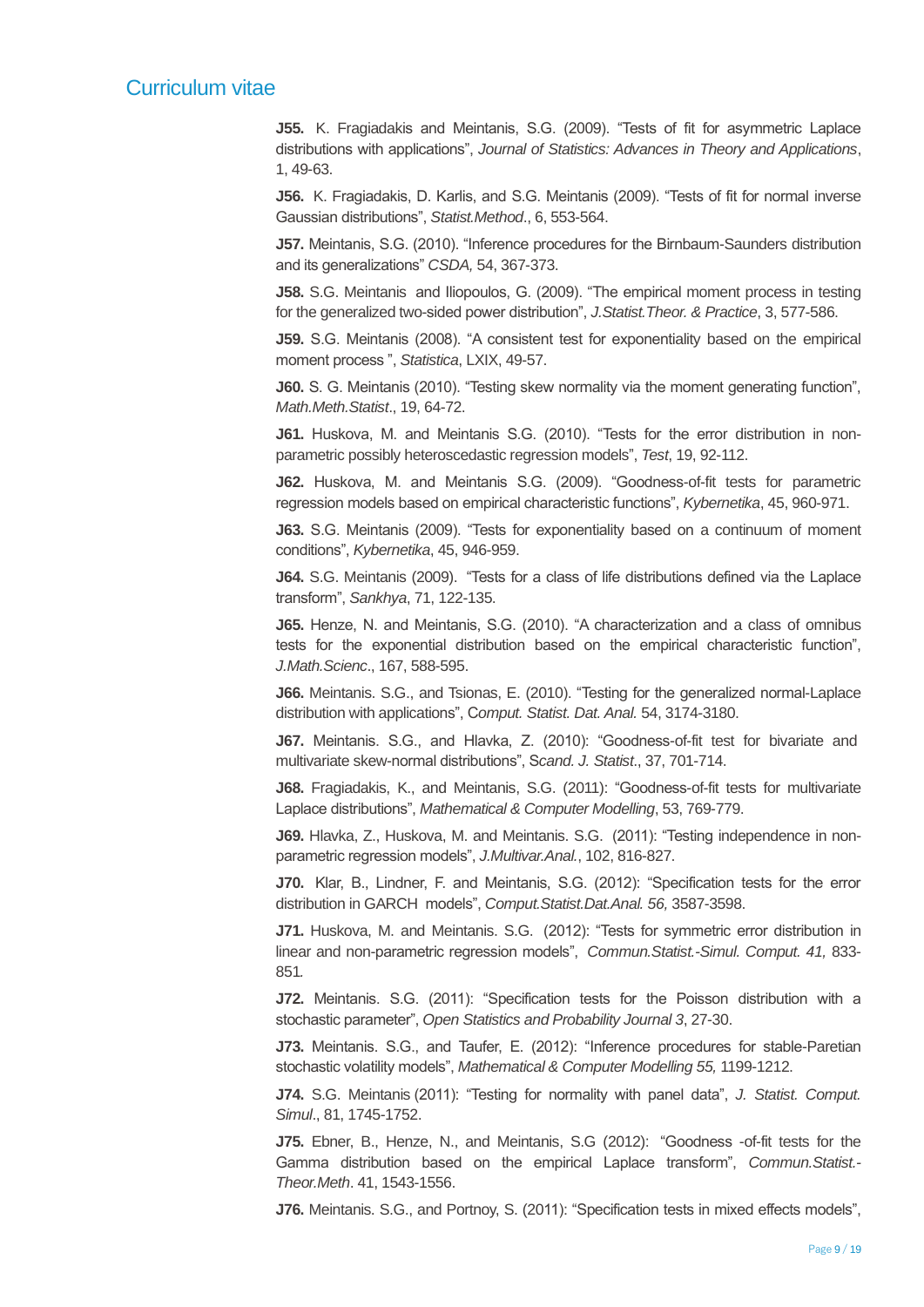# Curriculum vitae

**J55.** K. Fragiadakis and Meintanis, S.G. (2009). "Tests of fit for asymmetric Laplace distributions with applications", *Journal of Statistics: Advances in Theory and Applications*, 1, 49-63.

**J56.** K. Fragiadakis, D. Karlis, and S.G. Meintanis (2009). "Tests of fit for normal inverse Gaussian distributions", *Statist.Method*., 6, 553-564.

**J57.** Meintanis, S.G. (2010). "Inference procedures for the Birnbaum-Saunders distribution and its generalizations" *CSDA,* 54, 367-373.

**J58.** S.G. Meintanis and Iliopoulos, G. (2009). "The empirical moment process in testing for the generalized two-sided power distribution", *J.Statist.Theor. & Practice*, 3, 577-586.

**J59.** S.G. Meintanis (2008). "A consistent test for exponentiality based on the empirical moment process ", *Statistica*, LXIX, 49-57.

**J60.** S. G. Meintanis (2010). "Testing skew normality via the moment generating function", *Math.Meth.Statist*., 19, 64-72.

**J61.** Huskova, M. and Meintanis S.G. (2010). "Tests for the error distribution in non-parametric possibly heteroscedastic regression models", *Test*, 19, 92-112.

**J62.** Huskova, M. and Meintanis S.G. (2009). "Goodness-of-fit tests for parametric regression models based on empirical characteristic functions", *Kybernetika*, 45, 960-971.

**J63.** S.G. Meintanis (2009). "Tests for exponentiality based on a continuum of moment conditions", *Kybernetika*, 45, 946-959.

**J64.** S.G. Meintanis (2009). "Tests for a class of life distributions defined via the Laplace transform", *Sankhya*, 71, 122-135.

**J65.** Henze, N. and Meintanis, S.G. (2010). "A characterization and a class of omnibus tests for the exponential distribution based on the empirical characteristic function", *J.Math.Scienc*., 167, 588-595.

**J66.** Meintanis. S.G., and Tsionas, E. (2010). "Testing for the generalized normal-Laplace distribution with applications", C*omput. Statist. Dat. Anal.* 54, 3174-3180.

**J67.** Meintanis. S.G., and Hlavka, Z. (2010): "Goodness-of-fit test for bivariate and multivariate skew-normal distributions", S*cand. J. Statist*., 37, 701-714.

**J68.** Fragiadakis, K., and Meintanis, S.G. (2011): "Goodness-of-fit tests for multivariate Laplace distributions", *Mathematical & Computer Modelling*, 53, 769-779.

**J69.** Hlavka, Z., Huskova, M. and Meintanis. S.G. (2011): "Testing independence in non-parametric regression models", *J.Multivar.Anal.*, 102, 816-827.

**J70.** Klar, B., Lindner, F. and Meintanis, S.G. (2012): "Specification tests for the error distribution in GARCH models", *Comput.Statist.Dat.Anal. 56,* 3587-3598.

**J71.** Huskova, M. and Meintanis. S.G. (2012): "Tests for symmetric error distribution in linear and non-parametric regression models", *Commun.Statist.-Simul. Comput. 41,* 833-851.

**J72.** Meintanis. S.G. (2011): "Specification tests for the Poisson distribution with a stochastic parameter", *Open Statistics and Probability Journal 3*, 27-30.

**J73.** Meintanis. S.G., and Taufer, E. (2012): "Inference procedures for stable-Paretian stochastic volatility models", *Mathematical & Computer Modelling 55,* 1199-1212.

**J74.** S.G. Meintanis (2011): "Testing for normality with panel data", *J. Statist. Comput. Simul*., 81, 1745-1752.

**J75.** Ebner, B., Henze, N., and Meintanis, S.G (2012): "Goodness -of-fit tests for the Gamma distribution based on the empirical Laplace transform", *Commun.Statist.-Theor.Meth*. 41, 1543-1556.

**J76.** Meintanis. S.G., and Portnoy, S. (2011): "Specification tests in mixed effects models",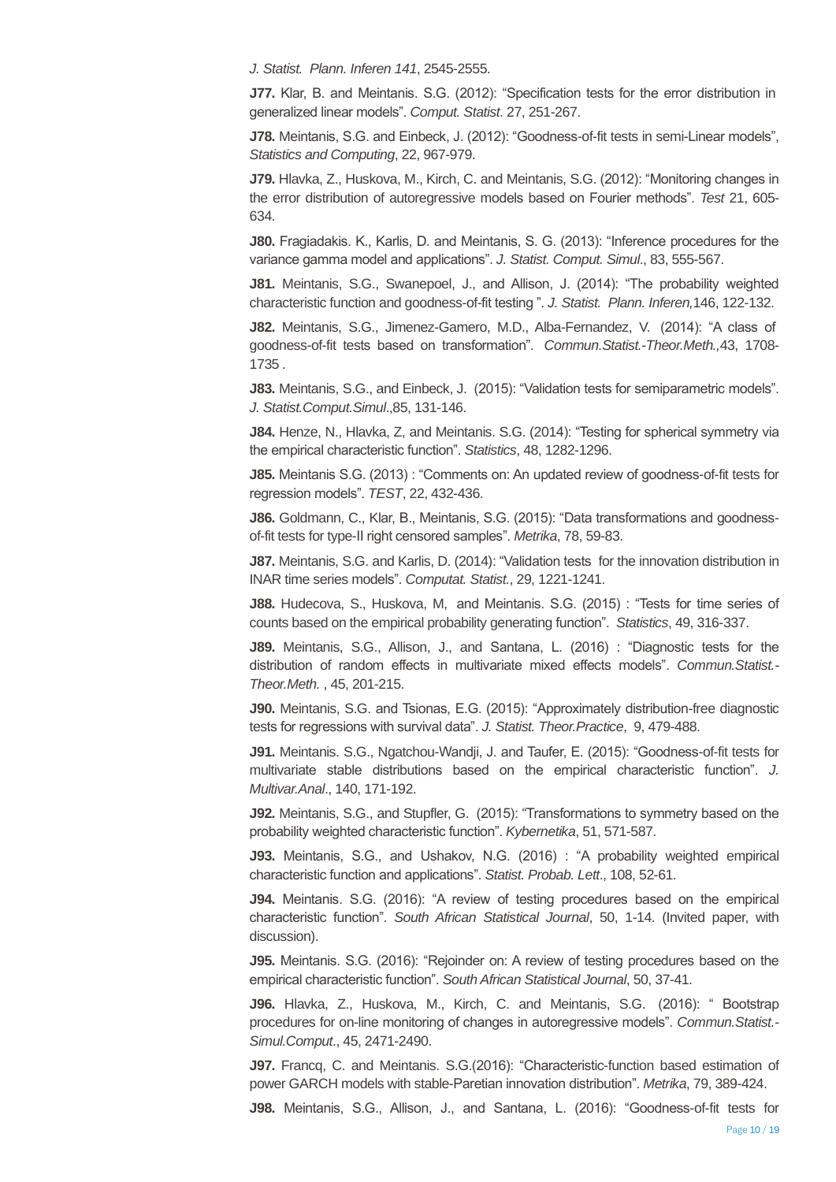*J. Statist. Plann. Inferen 141*, 2545-2555.

**J77.** Klar, B. and Meintanis. S.G. (2012): "Specification tests for the error distribution in generalized linear models". *Comput. Statist*. 27, 251-267.

**J78.** Meintanis, S.G. and Einbeck, J. (2012): "Goodness-of-fit tests in semi-Linear models", *Statistics and Computing*, 22, 967-979.

**J79.** Hlavka, Z., Huskova, M., Kirch, C. and Meintanis, S.G. (2012): "Monitoring changes in the error distribution of autoregressive models based on Fourier methods". *Test* 21, 605-634.

**J80.** Fragiadakis. K., Karlis, D. and Meintanis, S. G. (2013): "Inference procedures for the variance gamma model and applications". *J. Statist. Comput. Simul*., 83, 555-567.

**J81.** Meintanis, S.G., Swanepoel, J., and Allison, J. (2014): "The probability weighted characteristic function and goodness-of-fit testing ". *J. Statist. Plann. Inferen,*146, 122-132.

**J82.** Meintanis, S.G., Jimenez-Gamero, M.D., Alba-Fernandez, V. (2014): "A class of goodness-of-fit tests based on transformation". *Commun.Statist.-Theor.Meth.,*43, 1708-1735 .

**J83.** Meintanis, S.G., and Einbeck, J. (2015): "Validation tests for semiparametric models". *J. Statist.Comput.Simul*.,85, 131-146.

**J84.** Henze, N., Hlavka, Z, and Meintanis. S.G. (2014): "Testing for spherical symmetry via the empirical characteristic function". *Statistics*, 48, 1282-1296.

**J85.** Meintanis S.G. (2013) : "Comments on: An updated review of goodness-of-fit tests for regression models". *TEST*, 22, 432-436.

**J86.** Goldmann, C., Klar, B., Meintanis, S.G. (2015): "Data transformations and goodness-of-fit tests for type-II right censored samples". *Metrika*, 78, 59-83.

**J87.** Meintanis, S.G. and Karlis, D. (2014): "Validation tests for the innovation distribution in INAR time series models". *Computat. Statist.*, 29, 1221-1241.

**J88.** Hudecova, S., Huskova, M, and Meintanis. S.G. (2015) : "Tests for time series of counts based on the empirical probability generating function". *Statistics*, 49, 316-337.

**J89.** Meintanis, S.G., Allison, J., and Santana, L. (2016) : "Diagnostic tests for the distribution of random effects in multivariate mixed effects models". *Commun.Statist.-Theor.Meth.* , 45, 201-215.

**J90.** Meintanis, S.G. and Tsionas, E.G. (2015): "Approximately distribution-free diagnostic tests for regressions with survival data". *J. Statist. Theor.Practice*, 9, 479-488.

**J91.** Meintanis. S.G., Ngatchou-Wandji, J. and Taufer, E. (2015): "Goodness-of-fit tests for multivariate stable distributions based on the empirical characteristic function". *J. Multivar.Anal*., 140, 171-192.

**J92.** Meintanis, S.G., and Stupfler, G. (2015): "Transformations to symmetry based on the probability weighted characteristic function". *Kybernetika*, 51, 571-587.

**J93.** Meintanis, S.G., and Ushakov, N.G. (2016) : "A probability weighted empirical characteristic function and applications". *Statist. Probab. Lett*., 108, 52-61.

**J94.** Meintanis. S.G. (2016): "A review of testing procedures based on the empirical characteristic function". *South African Statistical Journal*, 50, 1-14. (Invited paper, with discussion).

**J95.** Meintanis. S.G. (2016): "Rejoinder on: A review of testing procedures based on the empirical characteristic function". *South African Statistical Journal*, 50, 37-41.

**J96.** Hlavka, Z., Huskova, M., Kirch, C. and Meintanis, S.G. (2016): " Bootstrap procedures for on-line monitoring of changes in autoregressive models". *Commun.Statist.-Simul.Comput*., 45, 2471-2490.

**J97.** Francq, C. and Meintanis. S.G.(2016): "Characteristic-function based estimation of power GARCH models with stable-Paretian innovation distribution". *Metrika*, 79, 389-424.

**J98.** Meintanis, S.G., Allison, J., and Santana, L. (2016): "Goodness-of-fit tests for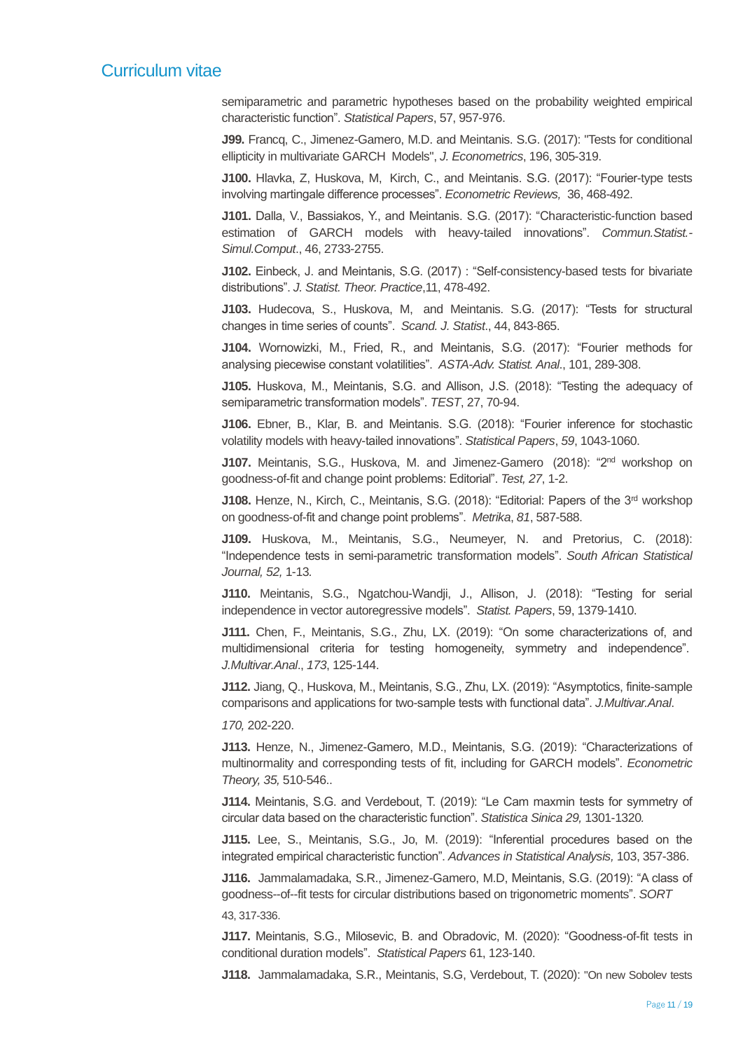semiparametric and parametric hypotheses based on the probability weighted empirical characteristic function". *Statistical Papers*, 57, 957-976.

**J99.** Francq, C., Jimenez-Gamero, M.D. and Meintanis. S.G. (2017): "Tests for conditional ellipticity in multivariate GARCH Models", *J. Econometrics*, 196, 305-319.

**J100.** Hlavka, Z, Huskova, M, Kirch, C., and Meintanis. S.G. (2017): "Fourier-type tests involving martingale difference processes". *Econometric Reviews,* 36, 468-492.

**J101.** Dalla, V., Bassiakos, Y., and Meintanis. S.G. (2017): "Characteristic-function based estimation of GARCH models with heavy-tailed innovations". *Commun.Statist.-Simul.Comput*., 46, 2733-2755.

**J102.** Einbeck, J. and Meintanis, S.G. (2017) : "Self-consistency-based tests for bivariate distributions". *J. Statist. Theor. Practice*,11, 478-492.

**J103.** Hudecova, S., Huskova, M, and Meintanis. S.G. (2017): "Tests for structural changes in time series of counts". *Scand. J. Statist*., 44, 843-865.

**J104.** Wornowizki, M., Fried, R., and Meintanis, S.G. (2017): "Fourier methods for analysing piecewise constant volatilities". *ASTA-Adv. Statist. Anal*., 101, 289-308.

**J105.** Huskova, M., Meintanis, S.G. and Allison, J.S. (2018): "Testing the adequacy of semiparametric transformation models". *TEST*, 27, 70-94.

**J106.** Ebner, B., Klar, B. and Meintanis. S.G. (2018): "Fourier inference for stochastic volatility models with heavy-tailed innovations". *Statistical Papers*, *59*, 1043-1060.

**J107.** Meintanis, S.G., Huskova, M. and Jimenez-Gamero (2018): "2nd workshop on goodness-of-fit and change point problems: Editorial". *Test, 27*, 1-2.

**J108.** Henze, N., Kirch, C., Meintanis, S.G. (2018): "Editorial: Papers of the 3rd workshop on goodness-of-fit and change point problems". *Metrika*, *81*, 587-588.

**J109.** Huskova, M., Meintanis, S.G., Neumeyer, N. and Pretorius, C. (2018): "Independence tests in semi-parametric transformation models". *South African Statistical Journal, 52,* 1-13.

**J110.** Meintanis, S.G., Ngatchou-Wandji, J., Allison, J. (2018): "Testing for serial independence in vector autoregressive models". *Statist. Papers*, 59, 1379-1410.

**J111.** Chen, F., Meintanis, S.G., Zhu, LX. (2019): "On some characterizations of, and multidimensional criteria for testing homogeneity, symmetry and independence". *J.Multivar.Anal*., *173*, 125-144.

**J112.** Jiang, Q., Huskova, M., Meintanis, S.G., Zhu, LX. (2019): "Asymptotics, finite-sample comparisons and applications for two-sample tests with functional data". *J.Multivar.Anal*. *170,* 202-220.

**J113.** Henze, N., Jimenez-Gamero, M.D., Meintanis, S.G. (2019): "Characterizations of multinormality and corresponding tests of fit, including for GARCH models". *Econometric Theory, 35,* 510-546..

**J114.** Meintanis, S.G. and Verdebout, T. (2019): "Le Cam maxmin tests for symmetry of circular data based on the characteristic function". *Statistica Sinica 29,* 1301-1320*.*

**J115.** Lee, S., Meintanis, S.G., Jo, M. (2019): "Inferential procedures based on the integrated empirical characteristic function". *Advances in Statistical Analysis,* 103, 357-386.

**J116.** Jammalamadaka, S.R., Jimenez-Gamero, M.D, Meintanis, S.G. (2019): "A class of goodness--of--fit tests for circular distributions based on trigonometric moments". *SORT* 43, 317-336.

**J117.** Meintanis, S.G., Milosevic, B. and Obradovic, M. (2020): "Goodness-of-fit tests in conditional duration models". *Statistical Papers* 61, 123-140.

**J118.** Jammalamadaka, S.R., Meintanis, S.G, Verdebout, T. (2020): "On new Sobolev tests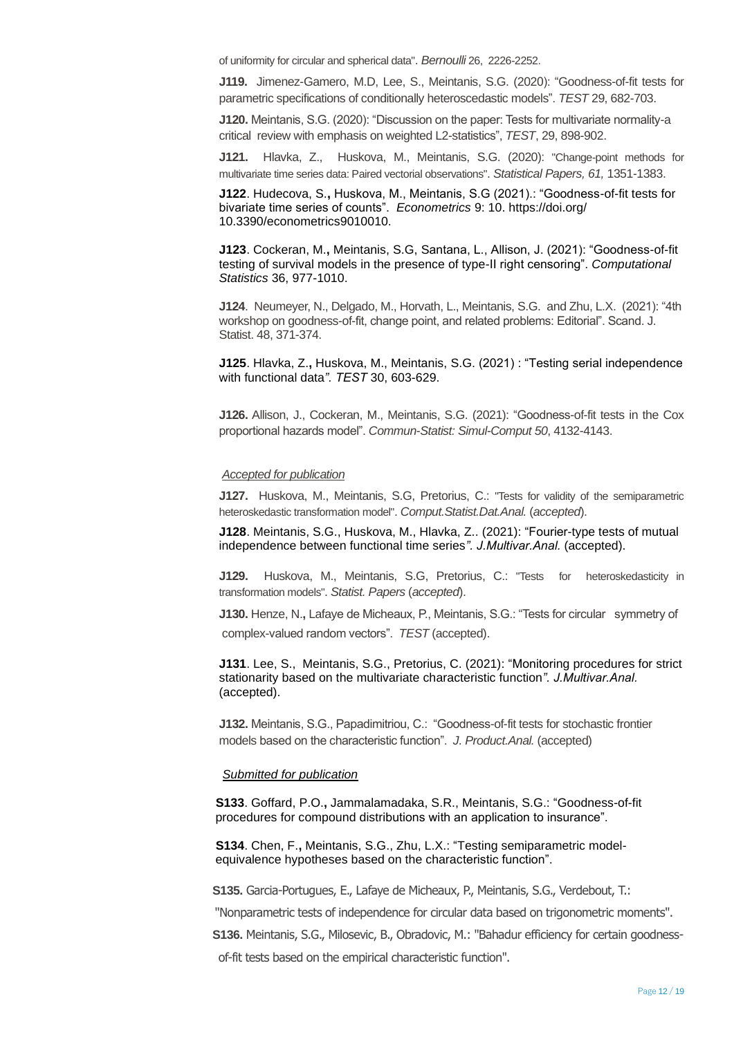of uniformity for circular and spherical data". *Bernoulli* 26, 2226-2252.

**J119.** Jimenez-Gamero, M.D, Lee, S., Meintanis, S.G. (2020): "Goodness-of-fit tests for parametric specifications of conditionally heteroscedastic models". *TEST* 29, 682-703.

**J120.** Meintanis, S.G. (2020): "Discussion on the paper: Tests for multivariate normality-a critical review with emphasis on weighted L2-statistics", *TEST*, 29, 898-902.

**J121.** Hlavka, Z., Huskova, M., Meintanis, S.G. (2020): "Change-point methods for multivariate time series data: Paired vectorial observations". *Statistical Papers, 61,* 1351-1383.

**J122**. Hudecova, S.**,** Huskova, M., Meintanis, S.G (2021).: "Goodness-of-fit tests for bivariate time series of counts". *Econometrics* 9: 10. https://doi.org/ 10.3390/econometrics9010010.

**J123**. Cockeran, M.**,** Meintanis, S.G, Santana, L., Allison, J. (2021): "Goodness-of-fit testing of survival models in the presence of type-II right censoring". *Computational Statistics* 36, 977-1010.

**J124**. Neumeyer, N., Delgado, M., Horvath, L., Meintanis, S.G. and Zhu, L.X. (2021): "4th workshop on goodness-of-fit, change point, and related problems: Editorial". Scand. J. Statist. 48, 371-374.

**J125**. Hlavka, Z.**,** Huskova, M., Meintanis, S.G. (2021) : "Testing serial independence with functional data*". TEST* 30, 603-629.

**J126.** Allison, J., Cockeran, M., Meintanis, S.G. (2021): "Goodness-of-fit tests in the Cox proportional hazards model". *Commun-Statist: Simul-Comput 50*, 4132-4143.

*Accepted for publication*

**J127.** Huskova, M., Meintanis, S.G, Pretorius, C.: "Tests for validity of the semiparametric heteroskedastic transformation model". *Comput.Statist.Dat.Anal.* (*accepted*).

**J128**. Meintanis, S.G., Huskova, M., Hlavka, Z.. (2021): "Fourier-type tests of mutual independence between functional time series*". J.Multivar.Anal.* (accepted).

**J129.** Huskova, M., Meintanis, S.G, Pretorius, C.: "Tests for heteroskedasticity in transformation models". *Statist. Papers* (*accepted*).

**J130.** Henze, N.**,** Lafaye de Micheaux, P., Meintanis, S.G.: "Tests for circular symmetry of complex-valued random vectors". *TEST* (accepted).

**J131**. Lee, S., Meintanis, S.G., Pretorius, C. (2021): "Monitoring procedures for strict stationarity based on the multivariate characteristic function*". J.Multivar.Anal.* (accepted).

**J132.** Meintanis, S.G., Papadimitriou, C.: "Goodness-of-fit tests for stochastic frontier models based on the characteristic function". *J. Product.Anal.* (accepted)

*Submitted for publication*

**S133**. Goffard, P.O.**,** Jammalamadaka, S.R., Meintanis, S.G.: "Goodness-of-fit procedures for compound distributions with an application to insurance".

**S134**. Chen, F.**,** Meintanis, S.G., Zhu, L.X.: "Testing semiparametric model-equivalence hypotheses based on the characteristic function".

**S135.** Garcia-Portugues, E., Lafaye de Micheaux, P., Meintanis, S.G., Verdebout, T.: "Nonparametric tests of independence for circular data based on trigonometric moments".

**S136.** Meintanis, S.G., Milosevic, B., Obradovic, M.: "Bahadur efficiency for certain goodness-of-fit tests based on the empirical characteristic function".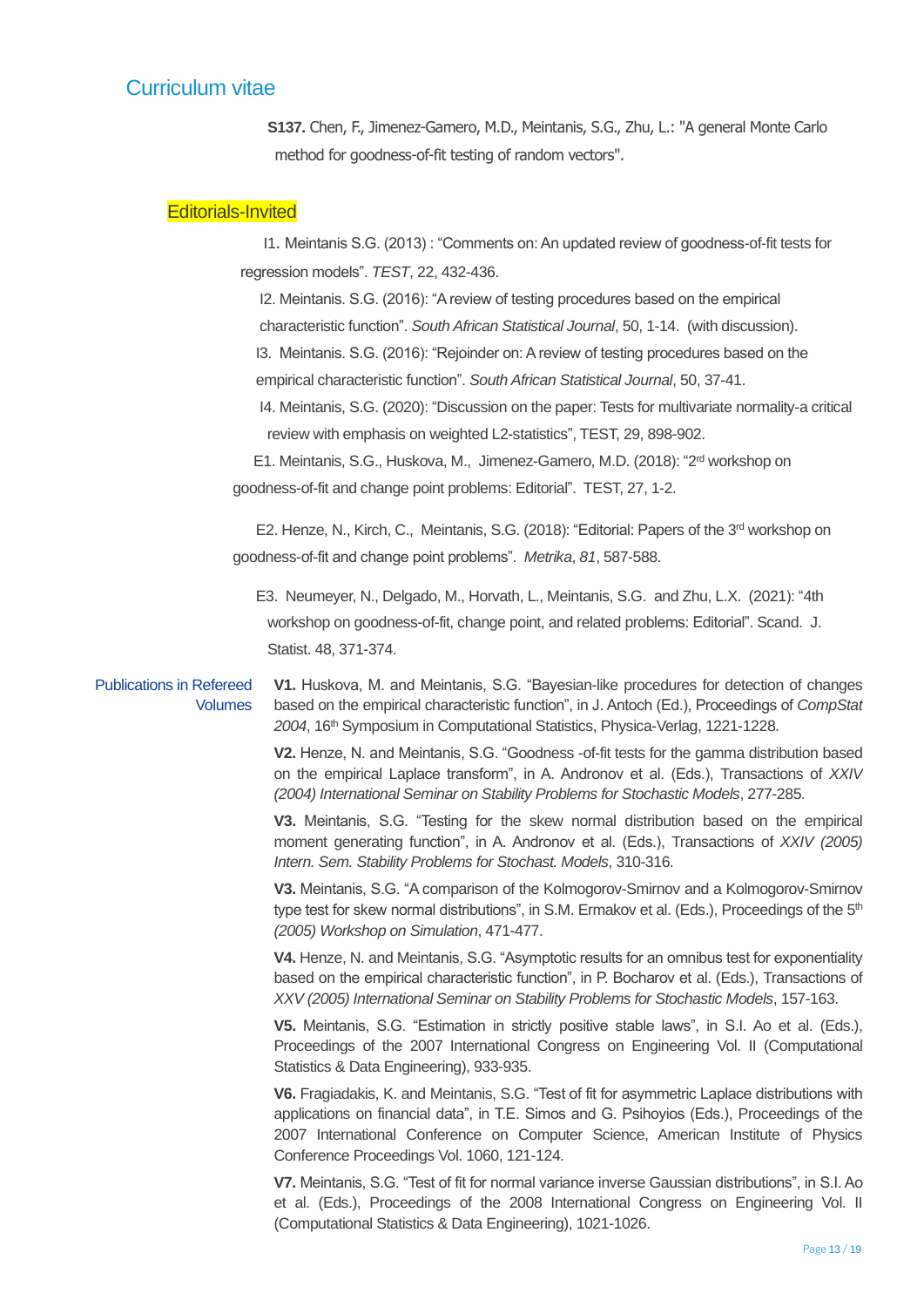# Curriculum vitae

**S137.** Chen, F., Jimenez-Gamero, M.D., Meintanis, S.G., Zhu, L.: "A general Monte Carlo method for goodness-of-fit testing of random vectors".

## Editorials-Invited

I1. Meintanis S.G. (2013) : "Comments on: An updated review of goodness-of-fit tests for regression models". *TEST*, 22, 432-436.

I2. Meintanis. S.G. (2016): "A review of testing procedures based on the empirical characteristic function". *South African Statistical Journal*, 50, 1-14. (with discussion).

I3. Meintanis. S.G. (2016): "Rejoinder on: A review of testing procedures based on the empirical characteristic function". *South African Statistical Journal*, 50, 37-41.

I4. Meintanis, S.G. (2020): "Discussion on the paper: Tests for multivariate normality-a critical review with emphasis on weighted L2-statistics", TEST, 29, 898-902.

E1. Meintanis, S.G., Huskova, M., Jimenez-Gamero, M.D. (2018): "2rd workshop on goodness-of-fit and change point problems: Editorial". TEST, 27, 1-2.

E2. Henze, N., Kirch, C., Meintanis, S.G. (2018): "Editorial: Papers of the 3rd workshop on goodness-of-fit and change point problems". *Metrika*, *81*, 587-588.

E3. Neumeyer, N., Delgado, M., Horvath, L., Meintanis, S.G. and Zhu, L.X. (2021): "4th workshop on goodness-of-fit, change point, and related problems: Editorial". Scand. J. Statist. 48, 371-374.

## Publications in Refereed Volumes

**V1.** Huskova, M. and Meintanis, S.G. "Bayesian-like procedures for detection of changes based on the empirical characteristic function", in J. Antoch (Ed.), Proceedings of *CompStat 2004*, 16th Symposium in Computational Statistics, Physica-Verlag, 1221-1228.

**V2.** Henze, N. and Meintanis, S.G. "Goodness -of-fit tests for the gamma distribution based on the empirical Laplace transform", in A. Andronov et al. (Eds.), Transactions of *XXIV (2004) International Seminar on Stability Problems for Stochastic Models*, 277-285.

**V3.** Meintanis, S.G. "Testing for the skew normal distribution based on the empirical moment generating function", in A. Andronov et al. (Eds.), Transactions of *XXIV (2005) Intern. Sem. Stability Problems for Stochast. Models*, 310-316.

**V3.** Meintanis, S.G. "A comparison of the Kolmogorov-Smirnov and a Kolmogorov-Smirnov type test for skew normal distributions", in S.M. Ermakov et al. (Eds.), Proceedings of the 5th *(2005) Workshop on Simulation*, 471-477.

**V4.** Henze, N. and Meintanis, S.G. "Asymptotic results for an omnibus test for exponentiality based on the empirical characteristic function", in P. Bocharov et al. (Eds.), Transactions of *XXV (2005) International Seminar on Stability Problems for Stochastic Models*, 157-163.

**V5.** Meintanis, S.G. "Estimation in strictly positive stable laws", in S.I. Ao et al. (Eds.), Proceedings of the 2007 International Congress on Engineering Vol. II (Computational Statistics & Data Engineering), 933-935.

**V6.** Fragiadakis, K. and Meintanis, S.G. "Test of fit for asymmetric Laplace distributions with applications on financial data", in T.E. Simos and G. Psihoyios (Eds.), Proceedings of the 2007 International Conference on Computer Science, American Institute of Physics Conference Proceedings Vol. 1060, 121-124.

**V7.** Meintanis, S.G. "Test of fit for normal variance inverse Gaussian distributions", in S.I. Ao et al. (Eds.), Proceedings of the 2008 International Congress on Engineering Vol. II (Computational Statistics & Data Engineering), 1021-1026.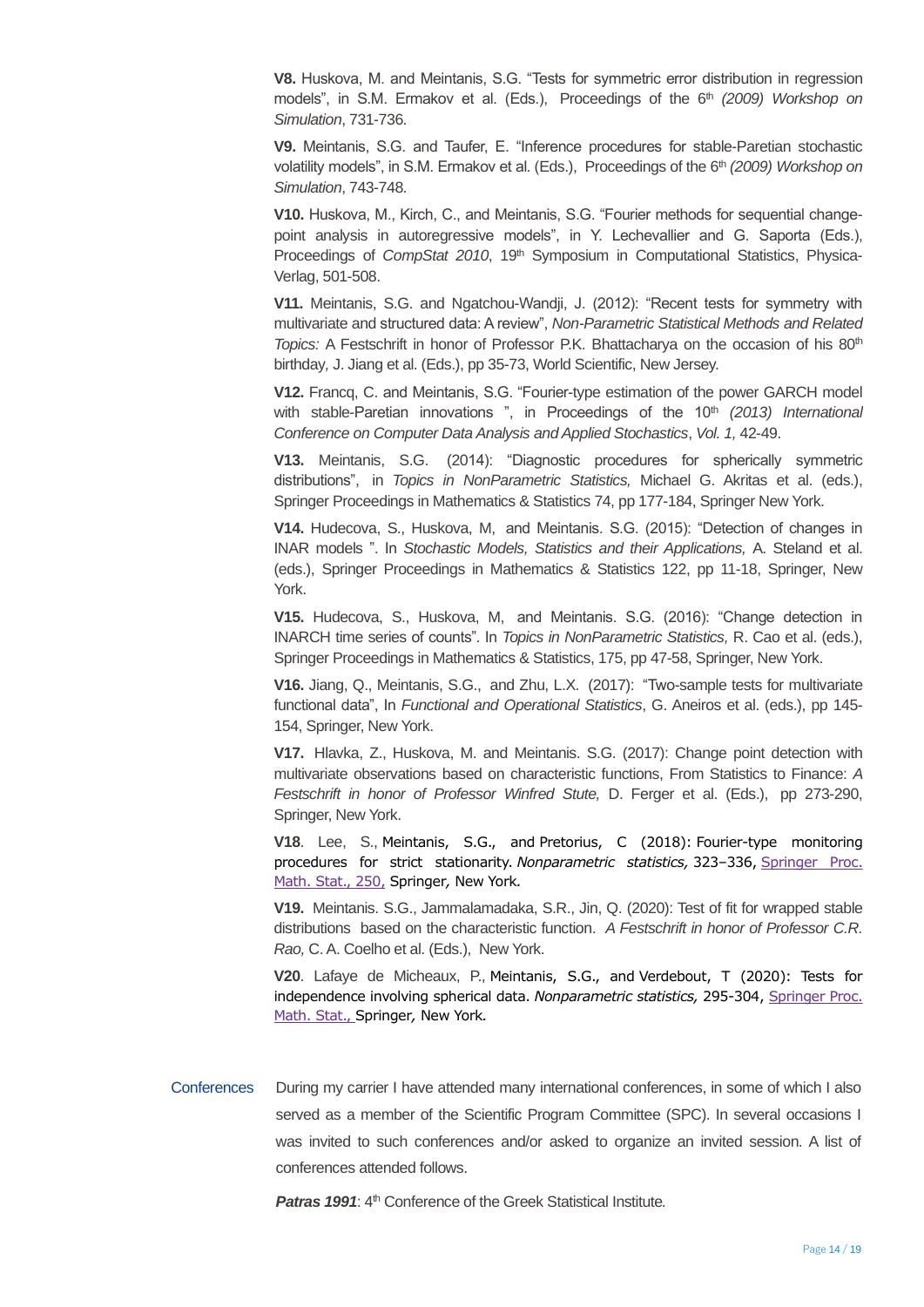**V8.** Huskova, M. and Meintanis, S.G. "Tests for symmetric error distribution in regression models", in S.M. Ermakov et al. (Eds.), Proceedings of the 6th *(2009) Workshop on Simulation*, 731-736.

**V9.** Meintanis, S.G. and Taufer, E. "Inference procedures for stable-Paretian stochastic volatility models", in S.M. Ermakov et al. (Eds.), Proceedings of the 6th *(2009) Workshop on Simulation*, 743-748.

**V10.** Huskova, M., Kirch, C., and Meintanis, S.G. "Fourier methods for sequential change-point analysis in autoregressive models", in Y. Lechevallier and G. Saporta (Eds.), Proceedings of *CompStat 2010*, 19th Symposium in Computational Statistics, Physica-Verlag, 501-508.

**V11.** Meintanis, S.G. and Ngatchou-Wandji, J. (2012): "Recent tests for symmetry with multivariate and structured data: A review", *Non-Parametric Statistical Methods and Related Topics:* A Festschrift in honor of Professor P.K. Bhattacharya on the occasion of his 80th birthday, J. Jiang et al. (Eds.), pp 35-73, World Scientific, New Jersey.

**V12.** Francq, C. and Meintanis, S.G. "Fourier-type estimation of the power GARCH model with stable-Paretian innovations ", in Proceedings of the 10th *(2013) International Conference on Computer Data Analysis and Applied Stochastics*, *Vol. 1,* 42-49.

**V13.** Meintanis, S.G. (2014): "Diagnostic procedures for spherically symmetric distributions", in *Topics in NonParametric Statistics,* Michael G. Akritas et al. (eds.), Springer Proceedings in Mathematics & Statistics 74, pp 177-184, Springer New York.

**V14.** Hudecova, S., Huskova, M, and Meintanis. S.G. (2015): "Detection of changes in INAR models ". In *Stochastic Models, Statistics and their Applications,* A. Steland et al. (eds.), Springer Proceedings in Mathematics & Statistics 122, pp 11-18, Springer, New York.

**V15.** Hudecova, S., Huskova, M, and Meintanis. S.G. (2016): "Change detection in INARCH time series of counts". In *Topics in NonParametric Statistics,* R. Cao et al. (eds.), Springer Proceedings in Mathematics & Statistics, 175, pp 47-58, Springer, New York.

**V16.** Jiang, Q., Meintanis, S.G., and Zhu, L.X. (2017): "Two-sample tests for multivariate functional data", In *Functional and Operational Statistics*, G. Aneiros et al. (eds.), pp 145-154, Springer, New York.

**V17.** Hlavka, Z., Huskova, M. and Meintanis. S.G. (2017): Change point detection with multivariate observations based on characteristic functions, From Statistics to Finance: *A Festschrift in honor of Professor Winfred Stute,* D. Ferger et al. (Eds.), pp 273-290, Springer, New York.

**V18**. Lee, S., Meintanis, S.G., and Pretorius, C (2018): Fourier-type monitoring procedures for strict stationarity. *Nonparametric statistics,* 323–336, Springer Proc. Math. Stat., 250, Springer*,* New York*.*

**V19.** Meintanis. S.G., Jammalamadaka, S.R., Jin, Q. (2020): Test of fit for wrapped stable distributions based on the characteristic function. *A Festschrift in honor of Professor C.R. Rao,* C. A. Coelho et al. (Eds.), New York.

**V20**. Lafaye de Micheaux, P., Meintanis, S.G., and Verdebout, T (2020): Tests for independence involving spherical data. *Nonparametric statistics,* 295-304, Springer Proc. Math. Stat., Springer*,* New York*.*

## Conferences

During my carrier I have attended many international conferences, in some of which I also served as a member of the Scientific Program Committee (SPC). In several occasions I was invited to such conferences and/or asked to organize an invited session. A list of conferences attended follows.

***Patras 1991***: 4th Conference of the Greek Statistical Institute.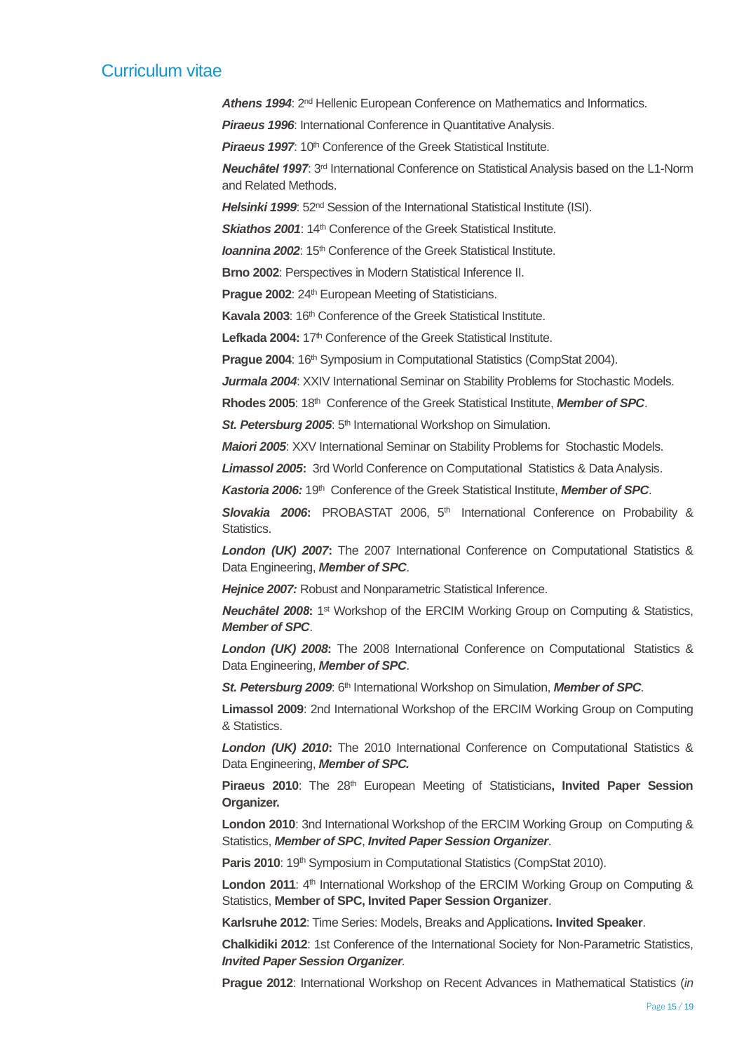# Curriculum vitae

***Athens 1994***: 2nd Hellenic European Conference on Mathematics and Informatics.

***Piraeus 1996***: International Conference in Quantitative Analysis.

***Piraeus 1997***: 10th Conference of the Greek Statistical Institute.

***Neuchâtel 1997***: 3rd International Conference on Statistical Analysis based on the L1-Norm and Related Methods.

***Helsinki 1999***: 52nd Session of the International Statistical Institute (ISI).

***Skiathos 2001***: 14th Conference of the Greek Statistical Institute.

***Ioannina 2002***: 15th Conference of the Greek Statistical Institute.

**Brno 2002**: Perspectives in Modern Statistical Inference II.

**Prague 2002**: 24th European Meeting of Statisticians.

**Kavala 2003**: 16th Conference of the Greek Statistical Institute.

**Lefkada 2004:** 17th Conference of the Greek Statistical Institute.

**Prague 2004**: 16th Symposium in Computational Statistics (CompStat 2004).

***Jurmala 2004***: XXIV International Seminar on Stability Problems for Stochastic Models.

**Rhodes 2005**: 18th Conference of the Greek Statistical Institute, ***Member of SPC***.

***St. Petersburg 2005***: 5th International Workshop on Simulation.

***Maiori 2005***: XXV International Seminar on Stability Problems for Stochastic Models.

***Limassol 2005*****:** 3rd World Conference on Computational Statistics & Data Analysis.

***Kastoria 2006:*** 19th Conference of the Greek Statistical Institute, ***Member of SPC***.

***Slovakia 2006*****:** PROBASTAT 2006, 5th International Conference on Probability & Statistics.

***London (UK) 2007*****:** The 2007 International Conference on Computational Statistics & Data Engineering, ***Member of SPC***.

***Hejnice 2007:*** Robust and Nonparametric Statistical Inference.

***Neuchâtel 2008*****:** 1st Workshop of the ERCIM Working Group on Computing & Statistics, ***Member of SPC***.

***London (UK) 2008*****:** The 2008 International Conference on Computational Statistics & Data Engineering, ***Member of SPC***.

***St. Petersburg 2009***: 6th International Workshop on Simulation, ***Member of SPC***.

**Limassol 2009**: 2nd International Workshop of the ERCIM Working Group on Computing & Statistics.

***London (UK) 2010*****:** The 2010 International Conference on Computational Statistics & Data Engineering, ***Member of SPC.***

**Piraeus 2010**: The 28th European Meeting of Statisticians**, Invited Paper Session Organizer.**

**London 2010**: 3nd International Workshop of the ERCIM Working Group on Computing & Statistics, ***Member of SPC***, ***Invited Paper Session Organizer***.

**Paris 2010**: 19th Symposium in Computational Statistics (CompStat 2010).

**London 2011**: 4th International Workshop of the ERCIM Working Group on Computing & Statistics, **Member of SPC, Invited Paper Session Organizer**.

**Karlsruhe 2012**: Time Series: Models, Breaks and Applications**. Invited Speaker**.

**Chalkidiki 2012**: 1st Conference of the International Society for Non-Parametric Statistics, ***Invited Paper Session Organizer***.

**Prague 2012**: International Workshop on Recent Advances in Mathematical Statistics (*in*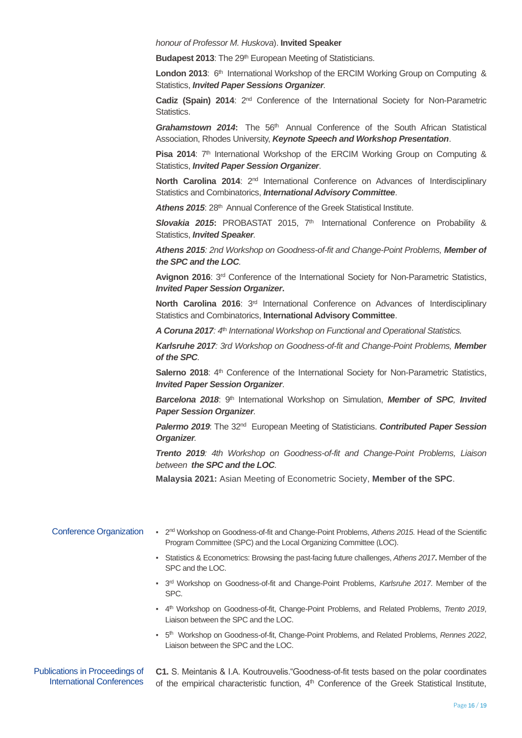*honour of Professor M. Huskova*). **Invited Speaker**

**Budapest 2013**: The 29th European Meeting of Statisticians.

**London 2013**: 6th International Workshop of the ERCIM Working Group on Computing & Statistics, ***Invited Paper Sessions Organizer***.

**Cadiz (Spain) 2014**: 2nd Conference of the International Society for Non-Parametric Statistics.

***Grahamstown 2014*:** The 56th Annual Conference of the South African Statistical Association, Rhodes University, ***Keynote Speech and Workshop Presentation***.

**Pisa 2014**: 7th International Workshop of the ERCIM Working Group on Computing & Statistics, ***Invited Paper Session Organizer***.

**North Carolina 2014**: 2nd International Conference on Advances of Interdisciplinary Statistics and Combinatorics, ***International Advisory Committee***.

***Athens 2015***: 28th Annual Conference of the Greek Statistical Institute.

***Slovakia 2015*:** PROBASTAT 2015, 7th International Conference on Probability & Statistics, ***Invited Speaker***.

***Athens 2015**: 2nd Workshop on Goodness-of-fit and Change-Point Problems, **Member of the SPC and the LOC***.

**Avignon 2016**: 3rd Conference of the International Society for Non-Parametric Statistics, ***Invited Paper Session Organizer*.**

**North Carolina 2016**: 3rd International Conference on Advances of Interdisciplinary Statistics and Combinatorics, **International Advisory Committee**.

***A Coruna 2017**: 4th International Workshop on Functional and Operational Statistics.*

***Karlsruhe 2017**: 3rd Workshop on Goodness-of-fit and Change-Point Problems, **Member of the SPC***.

**Salerno 2018**: 4th Conference of the International Society for Non-Parametric Statistics, ***Invited Paper Session Organizer***.

***Barcelona 2018***: 9th International Workshop on Simulation, ***Member of SPC**, **Invited Paper Session Organizer***.

***Palermo 2019***: The 32nd European Meeting of Statisticians. ***Contributed Paper Session Organizer***.

***Trento 2019**: 4th Workshop on Goodness-of-fit and Change-Point Problems, Liaison between **the SPC and the LOC***.

**Malaysia 2021:** Asian Meeting of Econometric Society, **Member of the SPC**.

## Conference Organization

- 2nd Workshop on Goodness-of-fit and Change-Point Problems, *Athens 2015.* Head of the Scientific Program Committee (SPC) and the Local Organizing Committee (LOC).
- Statistics & Econometrics: Browsing the past-facing future challenges, *Athens 2017***.** Member of the SPC and the LOC.
- 3rd Workshop on Goodness-of-fit and Change-Point Problems, *Karlsruhe 2017*. Member of the SPC.
- 4th Workshop on Goodness-of-fit, Change-Point Problems, and Related Problems, *Trento 2019*, Liaison between the SPC and the LOC.
- 5th Workshop on Goodness-of-fit, Change-Point Problems, and Related Problems, *Rennes 2022*, Liaison between the SPC and the LOC.

## Publications in Proceedings of International Conferences

**C1.** S. Meintanis & I.A. Koutrouvelis."Goodness-of-fit tests based on the polar coordinates of the empirical characteristic function, 4th Conference of the Greek Statistical Institute,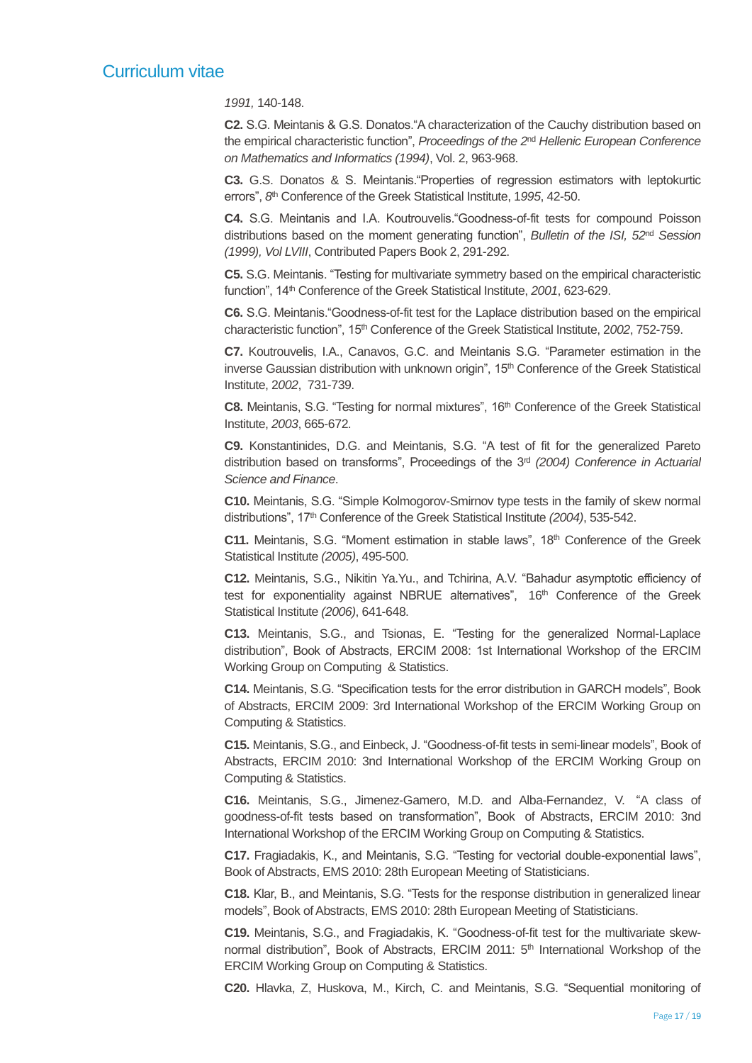*1991,* 140-148.

**C2.** S.G. Meintanis & G.S. Donatos."A characterization of the Cauchy distribution based on the empirical characteristic function", *Proceedings of the 2nd Hellenic European Conference on Mathematics and Informatics (1994)*, Vol. 2, 963-968.

**C3.** G.S. Donatos & S. Meintanis."Properties of regression estimators with leptokurtic errors", *8th* Conference of the Greek Statistical Institute, 1*995*, 42-50.

**C4.** S.G. Meintanis and I.A. Koutrouvelis."Goodness-of-fit tests for compound Poisson distributions based on the moment generating function", *Bulletin of the ISI, 52nd Session (1999), Vol LVIII*, Contributed Papers Book 2, 291-292.

**C5.** S.G. Meintanis. "Testing for multivariate symmetry based on the empirical characteristic function", 14th Conference of the Greek Statistical Institute, *2001*, 623-629.

**C6.** S.G. Meintanis."Goodness-of-fit test for the Laplace distribution based on the empirical characteristic function", 15th Conference of the Greek Statistical Institute, 2*002*, 752-759.

**C7.** Koutrouvelis, I.A., Canavos, G.C. and Meintanis S.G. "Parameter estimation in the inverse Gaussian distribution with unknown origin", 15th Conference of the Greek Statistical Institute, 2*002*, 731-739.

**C8.** Meintanis, S.G. "Testing for normal mixtures", 16th Conference of the Greek Statistical Institute, *2003*, 665-672.

**C9.** Konstantinides, D.G. and Meintanis, S.G. "A test of fit for the generalized Pareto distribution based on transforms", Proceedings of the 3rd *(2004) Conference in Actuarial Science and Finance*.

**C10.** Meintanis, S.G. "Simple Kolmogorov-Smirnov type tests in the family of skew normal distributions", 17th Conference of the Greek Statistical Institute *(2004)*, 535-542.

**C11.** Meintanis, S.G. "Moment estimation in stable laws", 18th Conference of the Greek Statistical Institute *(2005)*, 495-500.

**C12.** Meintanis, S.G., Nikitin Ya.Yu., and Tchirina, A.V. "Bahadur asymptotic efficiency of test for exponentiality against NBRUE alternatives", 16th Conference of the Greek Statistical Institute *(2006)*, 641-648.

**C13.** Meintanis, S.G., and Tsionas, E. "Testing for the generalized Normal-Laplace distribution", Book of Abstracts, ERCIM 2008: 1st International Workshop of the ERCIM Working Group on Computing & Statistics.

**C14.** Meintanis, S.G. "Specification tests for the error distribution in GARCH models", Book of Abstracts, ERCIM 2009: 3rd International Workshop of the ERCIM Working Group on Computing & Statistics.

**C15.** Meintanis, S.G., and Einbeck, J. "Goodness-of-fit tests in semi-linear models", Book of Abstracts, ERCIM 2010: 3nd International Workshop of the ERCIM Working Group on Computing & Statistics.

**C16.** Meintanis, S.G., Jimenez-Gamero, M.D. and Alba-Fernandez, V. "A class of goodness-of-fit tests based on transformation", Book of Abstracts, ERCIM 2010: 3nd International Workshop of the ERCIM Working Group on Computing & Statistics.

**C17.** Fragiadakis, K., and Meintanis, S.G. "Testing for vectorial double-exponential laws", Book of Abstracts, EMS 2010: 28th European Meeting of Statisticians.

**C18.** Klar, B., and Meintanis, S.G. "Tests for the response distribution in generalized linear models", Book of Abstracts, EMS 2010: 28th European Meeting of Statisticians.

**C19.** Meintanis, S.G., and Fragiadakis, K. "Goodness-of-fit test for the multivariate skew-normal distribution", Book of Abstracts, ERCIM 2011: 5th International Workshop of the ERCIM Working Group on Computing & Statistics.

**C20.** Hlavka, Z, Huskova, M., Kirch, C. and Meintanis, S.G. "Sequential monitoring of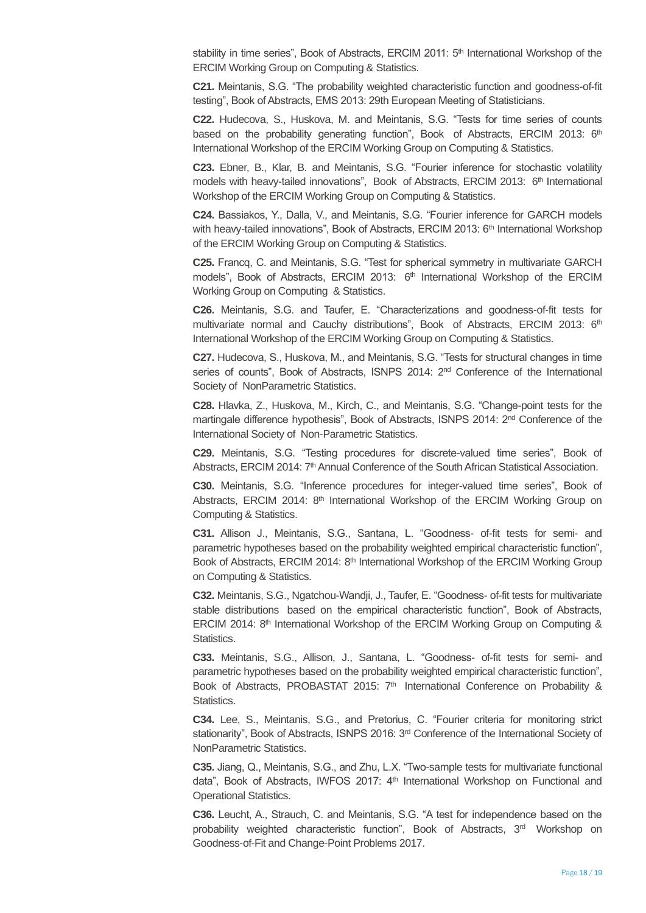stability in time series", Book of Abstracts, ERCIM 2011: 5th International Workshop of the ERCIM Working Group on Computing & Statistics.

**C21.** Meintanis, S.G. "The probability weighted characteristic function and goodness-of-fit testing", Book of Abstracts, EMS 2013: 29th European Meeting of Statisticians.

**C22.** Hudecova, S., Huskova, M. and Meintanis, S.G. "Tests for time series of counts based on the probability generating function", Book of Abstracts, ERCIM 2013: 6th International Workshop of the ERCIM Working Group on Computing & Statistics.

**C23.** Ebner, B., Klar, B. and Meintanis, S.G. "Fourier inference for stochastic volatility models with heavy-tailed innovations", Book of Abstracts, ERCIM 2013: 6th International Workshop of the ERCIM Working Group on Computing & Statistics.

**C24.** Bassiakos, Y., Dalla, V., and Meintanis, S.G. "Fourier inference for GARCH models with heavy-tailed innovations", Book of Abstracts, ERCIM 2013: 6th International Workshop of the ERCIM Working Group on Computing & Statistics.

**C25.** Francq, C. and Meintanis, S.G. "Test for spherical symmetry in multivariate GARCH models", Book of Abstracts, ERCIM 2013: 6th International Workshop of the ERCIM Working Group on Computing & Statistics.

**C26.** Meintanis, S.G. and Taufer, E. "Characterizations and goodness-of-fit tests for multivariate normal and Cauchy distributions", Book of Abstracts, ERCIM 2013: 6th International Workshop of the ERCIM Working Group on Computing & Statistics.

**C27.** Hudecova, S., Huskova, M., and Meintanis, S.G. "Tests for structural changes in time series of counts", Book of Abstracts, ISNPS 2014: 2nd Conference of the International Society of NonParametric Statistics.

**C28.** Hlavka, Z., Huskova, M., Kirch, C., and Meintanis, S.G. "Change-point tests for the martingale difference hypothesis", Book of Abstracts, ISNPS 2014: 2nd Conference of the International Society of Non-Parametric Statistics.

**C29.** Meintanis, S.G. "Testing procedures for discrete-valued time series", Book of Abstracts, ERCIM 2014: 7th Annual Conference of the South African Statistical Association.

**C30.** Meintanis, S.G. "Inference procedures for integer-valued time series", Book of Abstracts, ERCIM 2014: 8th International Workshop of the ERCIM Working Group on Computing & Statistics.

**C31.** Allison J., Meintanis, S.G., Santana, L. "Goodness- of-fit tests for semi- and parametric hypotheses based on the probability weighted empirical characteristic function", Book of Abstracts, ERCIM 2014: 8th International Workshop of the ERCIM Working Group on Computing & Statistics.

**C32.** Meintanis, S.G., Ngatchou-Wandji, J., Taufer, E. "Goodness- of-fit tests for multivariate stable distributions based on the empirical characteristic function", Book of Abstracts, ERCIM 2014: 8th International Workshop of the ERCIM Working Group on Computing & Statistics.

**C33.** Meintanis, S.G., Allison, J., Santana, L. "Goodness- of-fit tests for semi- and parametric hypotheses based on the probability weighted empirical characteristic function", Book of Abstracts, PROBASTAT 2015: 7th International Conference on Probability & Statistics.

**C34.** Lee, S., Meintanis, S.G., and Pretorius, C. "Fourier criteria for monitoring strict stationarity", Book of Abstracts, ISNPS 2016: 3rd Conference of the International Society of NonParametric Statistics.

**C35.** Jiang, Q., Meintanis, S.G., and Zhu, L.X. "Two-sample tests for multivariate functional data", Book of Abstracts, IWFOS 2017: 4th International Workshop on Functional and Operational Statistics.

**C36.** Leucht, A., Strauch, C. and Meintanis, S.G. "A test for independence based on the probability weighted characteristic function", Book of Abstracts, 3rd Workshop on Goodness-of-Fit and Change-Point Problems 2017.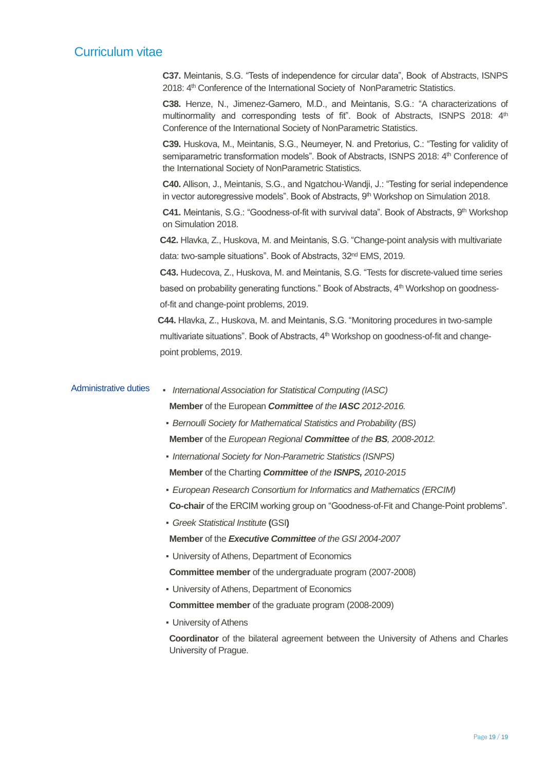## Curriculum vitae

**C37.** Meintanis, S.G. "Tests of independence for circular data", Book of Abstracts, ISNPS 2018: 4th Conference of the International Society of NonParametric Statistics.

**C38.** Henze, N., Jimenez-Gamero, M.D., and Meintanis, S.G.: "A characterizations of multinormality and corresponding tests of fit". Book of Abstracts, ISNPS 2018: 4th Conference of the International Society of NonParametric Statistics.

**C39.** Huskova, M., Meintanis, S.G., Neumeyer, N. and Pretorius, C.: "Testing for validity of semiparametric transformation models". Book of Abstracts, ISNPS 2018: 4th Conference of the International Society of NonParametric Statistics.

**C40.** Allison, J., Meintanis, S.G., and Ngatchou-Wandji, J.: "Testing for serial independence in vector autoregressive models". Book of Abstracts, 9th Workshop on Simulation 2018.

**C41.** Meintanis, S.G.: "Goodness-of-fit with survival data". Book of Abstracts, 9th Workshop on Simulation 2018.

**C42.** Hlavka, Z., Huskova, M. and Meintanis, S.G. "Change-point analysis with multivariate data: two-sample situations". Book of Abstracts, 32nd EMS, 2019.

**C43.** Hudecova, Z., Huskova, M. and Meintanis, S.G. "Tests for discrete-valued time series based on probability generating functions." Book of Abstracts, 4th Workshop on goodness-of-fit and change-point problems, 2019.

**C44.** Hlavka, Z., Huskova, M. and Meintanis, S.G. "Monitoring procedures in two-sample multivariate situations". Book of Abstracts, 4th Workshop on goodness-of-fit and change-point problems, 2019.

### Administrative duties

- *International Association for Statistical Computing (IASC)*

  **Member** of the European ***Committee*** *of the* ***IASC*** *2012-2016.*

- *Bernoulli Society for Mathematical Statistics and Probability (BS)*

  **Member** of the *European Regional* ***Committee*** *of the* ***BS****, 2008-2012.*

- *International Society for Non-Parametric Statistics (ISNPS)*

  **Member** of the Charting ***Committee*** *of the* ***ISNPS,*** *2010-2015*

- *European Research Consortium for Informatics and Mathematics (ERCIM)*

  **Co-chair** of the ERCIM working group on "Goodness-of-Fit and Change-Point problems".

- *Greek Statistical Institute* **(**GSI**)**

  **Member** of the ***Executive Committee*** *of the GSI 2004-2007*

- University of Athens, Department of Economics

  **Committee member** of the undergraduate program (2007-2008)

- University of Athens, Department of Economics

  **Committee member** of the graduate program (2008-2009)

- University of Athens

  **Coordinator** of the bilateral agreement between the University of Athens and Charles University of Prague.